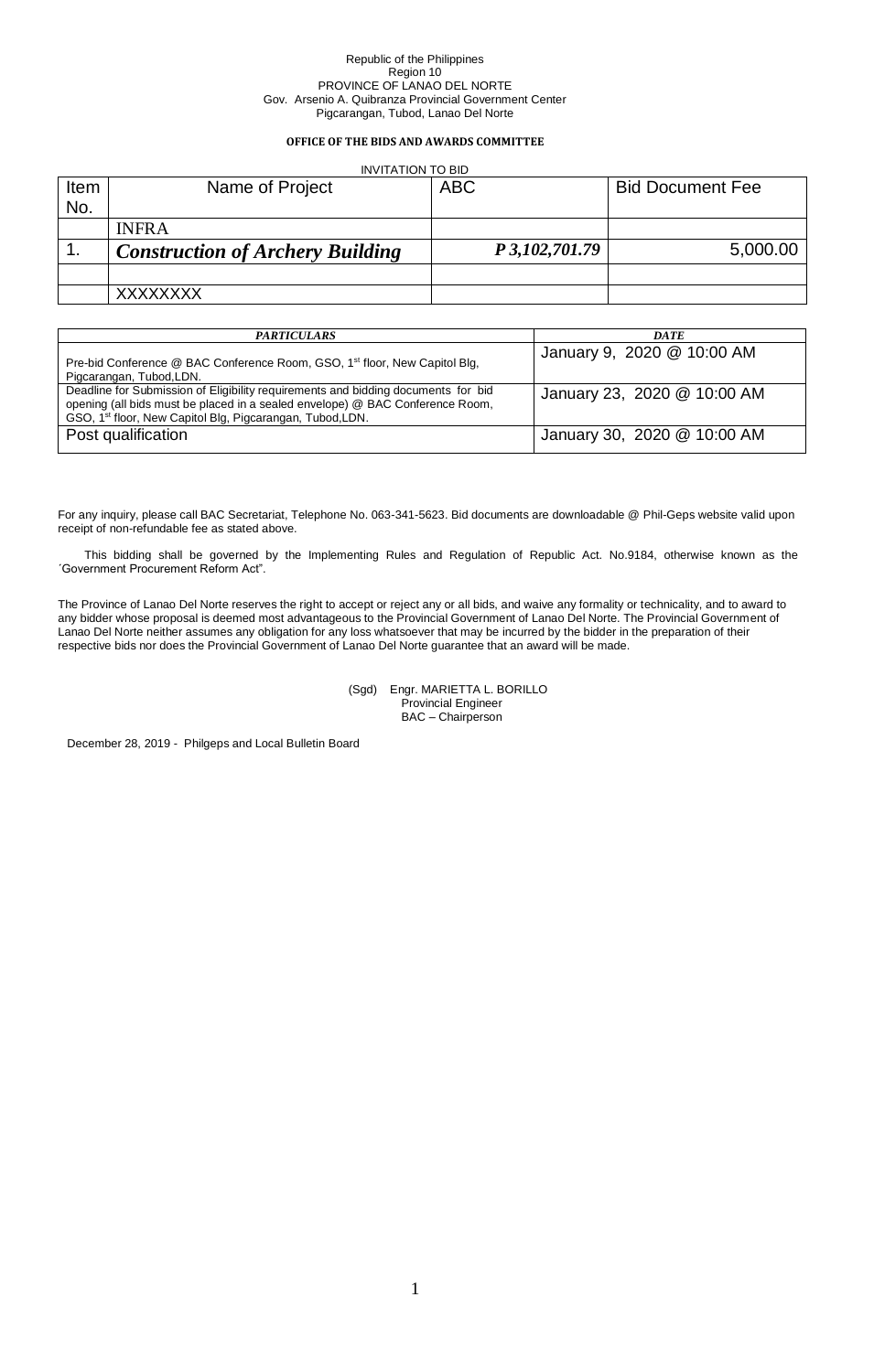Republic of the Philippines
Region 10
PROVINCE OF LANAO DEL NORTE
Gov. Arsenio A. Quibranza Provincial Government Center
Pigcarangan, Tubod, Lanao Del Norte

**OFFICE OF THE BIDS AND AWARDS COMMITTEE**

INVITATION TO BID

| Item No. | Name of Project | ABC | Bid Document Fee |
|---|---|---|---|
| | INFRA | | |
| 1. | ***Construction of Archery Building*** | ***P 3,102,701.79*** | 5,000.00 |
| | | | |
| | XXXXXXXX | | |

| *PARTICULARS* | *DATE* |
|---|---|
| Pre-bid Conference @ BAC Conference Room, GSO, 1st floor, New Capitol Blg, Pigcarangan, Tubod,LDN. | January 9, 2020 @ 10:00 AM |
| Deadline for Submission of Eligibility requirements and bidding documents for bid opening (all bids must be placed in a sealed envelope) @ BAC Conference Room, GSO, 1st floor, New Capitol Blg, Pigcarangan, Tubod,LDN. | January 23, 2020 @ 10:00 AM |
| Post qualification | January 30, 2020 @ 10:00 AM |

For any inquiry, please call BAC Secretariat, Telephone No. 063-341-5623. Bid documents are downloadable @ Phil-Geps website valid upon receipt of non-refundable fee as stated above.

This bidding shall be governed by the Implementing Rules and Regulation of Republic Act. No.9184, otherwise known as the ´Government Procurement Reform Act".

The Province of Lanao Del Norte reserves the right to accept or reject any or all bids, and waive any formality or technicality, and to award to any bidder whose proposal is deemed most advantageous to the Provincial Government of Lanao Del Norte. The Provincial Government of Lanao Del Norte neither assumes any obligation for any loss whatsoever that may be incurred by the bidder in the preparation of their respective bids nor does the Provincial Government of Lanao Del Norte guarantee that an award will be made.

(Sgd) Engr. MARIETTA L. BORILLO
Provincial Engineer
BAC – Chairperson

December 28, 2019 - Philgeps and Local Bulletin Board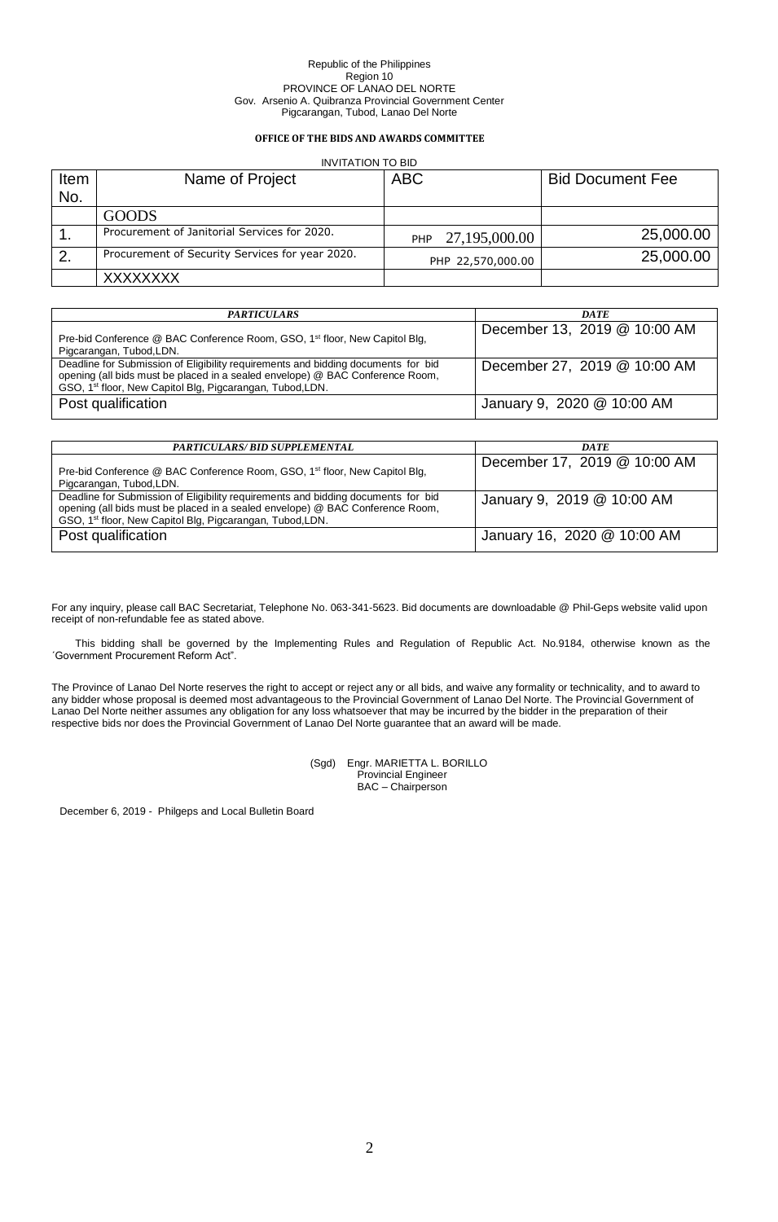Republic of the Philippines
Region 10
PROVINCE OF LANAO DEL NORTE
Gov. Arsenio A. Quibranza Provincial Government Center
Pigcarangan, Tubod, Lanao Del Norte

**OFFICE OF THE BIDS AND AWARDS COMMITTEE**

INVITATION TO BID

| Item No. | Name of Project | ABC | Bid Document Fee |
|---|---|---|---|
| | GOODS | | |
| 1. | Procurement of Janitorial Services for 2020. | PHP 27,195,000.00 | 25,000.00 |
| 2. | Procurement of Security Services for year 2020. | PHP 22,570,000.00 | 25,000.00 |
| | XXXXXXXX | | |

| *PARTICULARS* | *DATE* |
|---|---|
| Pre-bid Conference @ BAC Conference Room, GSO, 1st floor, New Capitol Blg, Pigcarangan, Tubod,LDN. | December 13, 2019 @ 10:00 AM |
| Deadline for Submission of Eligibility requirements and bidding documents for bid opening (all bids must be placed in a sealed envelope) @ BAC Conference Room, GSO, 1st floor, New Capitol Blg, Pigcarangan, Tubod,LDN. | December 27, 2019 @ 10:00 AM |
| Post qualification | January 9, 2020 @ 10:00 AM |

| *PARTICULARS/ BID SUPPLEMENTAL* | *DATE* |
|---|---|
| Pre-bid Conference @ BAC Conference Room, GSO, 1st floor, New Capitol Blg, Pigcarangan, Tubod,LDN. | December 17, 2019 @ 10:00 AM |
| Deadline for Submission of Eligibility requirements and bidding documents for bid opening (all bids must be placed in a sealed envelope) @ BAC Conference Room, GSO, 1st floor, New Capitol Blg, Pigcarangan, Tubod,LDN. | January 9, 2019 @ 10:00 AM |
| Post qualification | January 16, 2020 @ 10:00 AM |

For any inquiry, please call BAC Secretariat, Telephone No. 063-341-5623. Bid documents are downloadable @ Phil-Geps website valid upon receipt of non-refundable fee as stated above.

This bidding shall be governed by the Implementing Rules and Regulation of Republic Act. No.9184, otherwise known as the ´Government Procurement Reform Act".

The Province of Lanao Del Norte reserves the right to accept or reject any or all bids, and waive any formality or technicality, and to award to any bidder whose proposal is deemed most advantageous to the Provincial Government of Lanao Del Norte. The Provincial Government of Lanao Del Norte neither assumes any obligation for any loss whatsoever that may be incurred by the bidder in the preparation of their respective bids nor does the Provincial Government of Lanao Del Norte guarantee that an award will be made.

(Sgd) Engr. MARIETTA L. BORILLO
Provincial Engineer
BAC – Chairperson

December 6, 2019 - Philgeps and Local Bulletin Board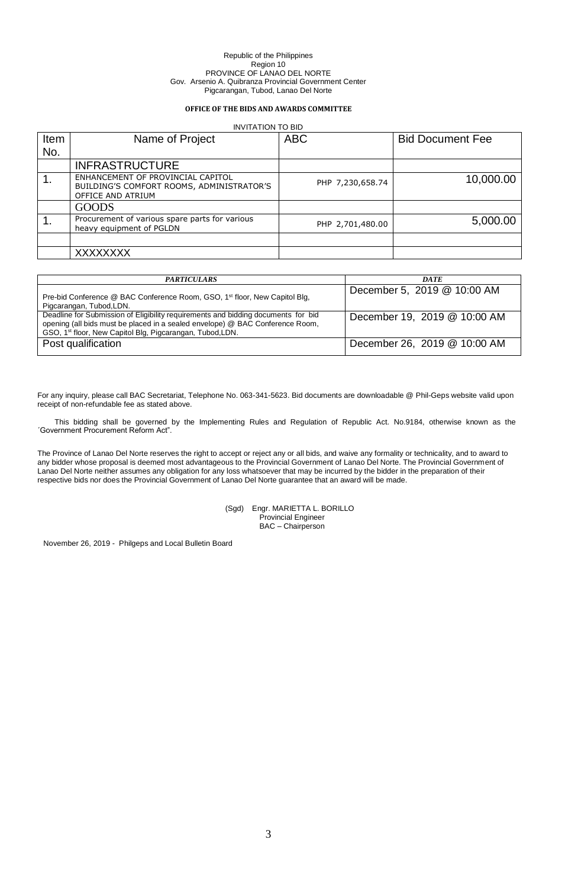Republic of the Philippines
Region 10
PROVINCE OF LANAO DEL NORTE
Gov. Arsenio A. Quibranza Provincial Government Center
Pigcarangan, Tubod, Lanao Del Norte

**OFFICE OF THE BIDS AND AWARDS COMMITTEE**

INVITATION TO BID

| Item No. | Name of Project | ABC | Bid Document Fee |
|---|---|---|---|
| | INFRASTRUCTURE | | |
| 1. | ENHANCEMENT OF PROVINCIAL CAPITOL BUILDING'S COMFORT ROOMS, ADMINISTRATOR'S OFFICE AND ATRIUM | PHP 7,230,658.74 | 10,000.00 |
| | GOODS | | |
| 1. | Procurement of various spare parts for various heavy equipment of PGLDN | PHP 2,701,480.00 | 5,000.00 |
| | | | |
| | XXXXXXXX | | |

| *PARTICULARS* | *DATE* |
|---|---|
| Pre-bid Conference @ BAC Conference Room, GSO, 1st floor, New Capitol Blg, Pigcarangan, Tubod,LDN. | December 5, 2019 @ 10:00 AM |
| Deadline for Submission of Eligibility requirements and bidding documents for bid opening (all bids must be placed in a sealed envelope) @ BAC Conference Room, GSO, 1st floor, New Capitol Blg, Pigcarangan, Tubod,LDN. | December 19, 2019 @ 10:00 AM |
| Post qualification | December 26, 2019 @ 10:00 AM |

For any inquiry, please call BAC Secretariat, Telephone No. 063-341-5623. Bid documents are downloadable @ Phil-Geps website valid upon receipt of non-refundable fee as stated above.

This bidding shall be governed by the Implementing Rules and Regulation of Republic Act. No.9184, otherwise known as the ´Government Procurement Reform Act".

The Province of Lanao Del Norte reserves the right to accept or reject any or all bids, and waive any formality or technicality, and to award to any bidder whose proposal is deemed most advantageous to the Provincial Government of Lanao Del Norte. The Provincial Government of Lanao Del Norte neither assumes any obligation for any loss whatsoever that may be incurred by the bidder in the preparation of their respective bids nor does the Provincial Government of Lanao Del Norte guarantee that an award will be made.

(Sgd) Engr. MARIETTA L. BORILLO
Provincial Engineer
BAC – Chairperson

November 26, 2019 - Philgeps and Local Bulletin Board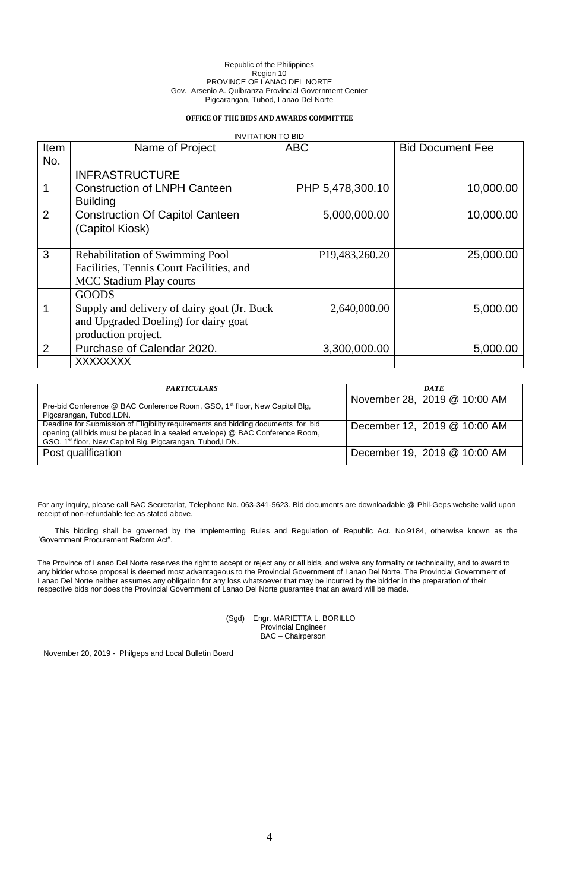Republic of the Philippines
Region 10
PROVINCE OF LANAO DEL NORTE
Gov. Arsenio A. Quibranza Provincial Government Center
Pigcarangan, Tubod, Lanao Del Norte

**OFFICE OF THE BIDS AND AWARDS COMMITTEE**

INVITATION TO BID

| Item No. | Name of Project | ABC | Bid Document Fee |
|---|---|---|---|
| | INFRASTRUCTURE | | |
| 1 | Construction of LNPH Canteen Building | PHP 5,478,300.10 | 10,000.00 |
| 2 | Construction Of Capitol Canteen (Capitol Kiosk) | 5,000,000.00 | 10,000.00 |
| 3 | Rehabilitation of Swimming Pool Facilities, Tennis Court Facilities, and MCC Stadium Play courts | P19,483,260.20 | 25,000.00 |
| | GOODS | | |
| 1 | Supply and delivery of dairy goat (Jr. Buck and Upgraded Doeling) for dairy goat production project. | 2,640,000.00 | 5,000.00 |
| 2 | Purchase of Calendar 2020. | 3,300,000.00 | 5,000.00 |
| | XXXXXXXX | | |

| *PARTICULARS* | *DATE* |
|---|---|
| Pre-bid Conference @ BAC Conference Room, GSO, 1st floor, New Capitol Blg, Pigcarangan, Tubod,LDN. | November 28, 2019 @ 10:00 AM |
| Deadline for Submission of Eligibility requirements and bidding documents for bid opening (all bids must be placed in a sealed envelope) @ BAC Conference Room, GSO, 1st floor, New Capitol Blg, Pigcarangan, Tubod,LDN. | December 12, 2019 @ 10:00 AM |
| Post qualification | December 19, 2019 @ 10:00 AM |

For any inquiry, please call BAC Secretariat, Telephone No. 063-341-5623. Bid documents are downloadable @ Phil-Geps website valid upon receipt of non-refundable fee as stated above.

This bidding shall be governed by the Implementing Rules and Regulation of Republic Act. No.9184, otherwise known as the ´Government Procurement Reform Act".

The Province of Lanao Del Norte reserves the right to accept or reject any or all bids, and waive any formality or technicality, and to award to any bidder whose proposal is deemed most advantageous to the Provincial Government of Lanao Del Norte. The Provincial Government of Lanao Del Norte neither assumes any obligation for any loss whatsoever that may be incurred by the bidder in the preparation of their respective bids nor does the Provincial Government of Lanao Del Norte guarantee that an award will be made.

(Sgd) Engr. MARIETTA L. BORILLO
Provincial Engineer
BAC – Chairperson

November 20, 2019 - Philgeps and Local Bulletin Board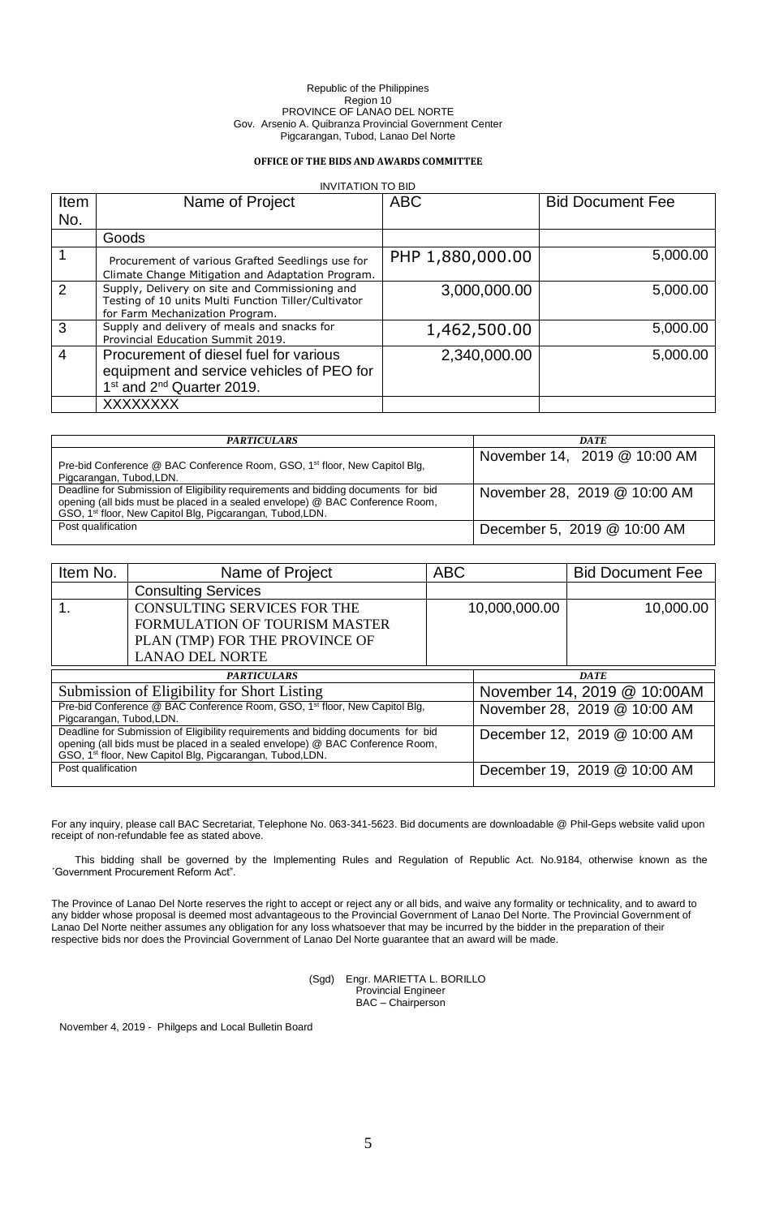Republic of the Philippines
Region 10
PROVINCE OF LANAO DEL NORTE
Gov. Arsenio A. Quibranza Provincial Government Center
Pigcarangan, Tubod, Lanao Del Norte

**OFFICE OF THE BIDS AND AWARDS COMMITTEE**

INVITATION TO BID

| Item No. | Name of Project | ABC | Bid Document Fee |
|---|---|---|---|
| | Goods | | |
| 1 | Procurement of various Grafted Seedlings use for Climate Change Mitigation and Adaptation Program. | PHP 1,880,000.00 | 5,000.00 |
| 2 | Supply, Delivery on site and Commissioning and Testing of 10 units Multi Function Tiller/Cultivator for Farm Mechanization Program. | 3,000,000.00 | 5,000.00 |
| 3 | Supply and delivery of meals and snacks for Provincial Education Summit 2019. | 1,462,500.00 | 5,000.00 |
| 4 | Procurement of diesel fuel for various equipment and service vehicles of PEO for 1st and 2nd Quarter 2019. | 2,340,000.00 | 5,000.00 |
| | XXXXXXXX | | |

| *PARTICULARS* | *DATE* |
|---|---|
| Pre-bid Conference @ BAC Conference Room, GSO, 1st floor, New Capitol Blg, Pigcarangan, Tubod,LDN. | November 14, 2019 @ 10:00 AM |
| Deadline for Submission of Eligibility requirements and bidding documents for bid opening (all bids must be placed in a sealed envelope) @ BAC Conference Room, GSO, 1st floor, New Capitol Blg, Pigcarangan, Tubod,LDN. | November 28, 2019 @ 10:00 AM |
| Post qualification | December 5, 2019 @ 10:00 AM |

| Item No. | Name of Project | ABC | Bid Document Fee |
|---|---|---|---|
| | Consulting Services | | |
| 1. | CONSULTING SERVICES FOR THE FORMULATION OF TOURISM MASTER PLAN (TMP) FOR THE PROVINCE OF LANAO DEL NORTE | 10,000,000.00 | 10,000.00 |

| *PARTICULARS* | *DATE* |
|---|---|
| Submission of Eligibility for Short Listing | November 14, 2019 @ 10:00AM |
| Pre-bid Conference @ BAC Conference Room, GSO, 1st floor, New Capitol Blg, Pigcarangan, Tubod,LDN. | November 28, 2019 @ 10:00 AM |
| Deadline for Submission of Eligibility requirements and bidding documents for bid opening (all bids must be placed in a sealed envelope) @ BAC Conference Room, GSO, 1st floor, New Capitol Blg, Pigcarangan, Tubod,LDN. | December 12, 2019 @ 10:00 AM |
| Post qualification | December 19, 2019 @ 10:00 AM |

For any inquiry, please call BAC Secretariat, Telephone No. 063-341-5623. Bid documents are downloadable @ Phil-Geps website valid upon receipt of non-refundable fee as stated above.

This bidding shall be governed by the Implementing Rules and Regulation of Republic Act. No.9184, otherwise known as the ´Government Procurement Reform Act".

The Province of Lanao Del Norte reserves the right to accept or reject any or all bids, and waive any formality or technicality, and to award to any bidder whose proposal is deemed most advantageous to the Provincial Government of Lanao Del Norte. The Provincial Government of Lanao Del Norte neither assumes any obligation for any loss whatsoever that may be incurred by the bidder in the preparation of their respective bids nor does the Provincial Government of Lanao Del Norte guarantee that an award will be made.

(Sgd) Engr. MARIETTA L. BORILLO
Provincial Engineer
BAC – Chairperson

November 4, 2019 - Philgeps and Local Bulletin Board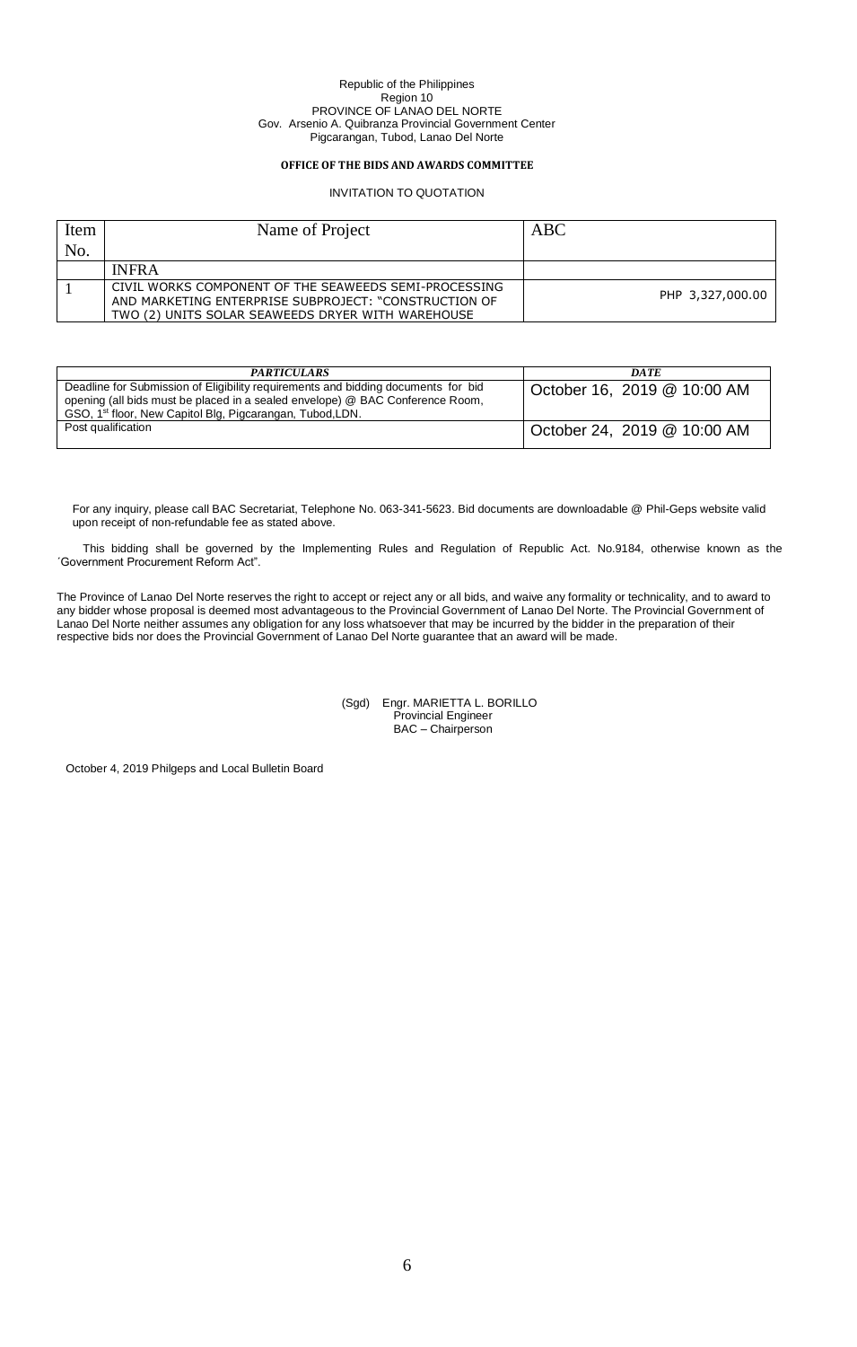Republic of the Philippines
Region 10
PROVINCE OF LANAO DEL NORTE
Gov. Arsenio A. Quibranza Provincial Government Center
Pigcarangan, Tubod, Lanao Del Norte

**OFFICE OF THE BIDS AND AWARDS COMMITTEE**

INVITATION TO QUOTATION

| Item No. | Name of Project | ABC |
|---|---|---|
| | INFRA | |
| 1 | CIVIL WORKS COMPONENT OF THE SEAWEEDS SEMI-PROCESSING AND MARKETING ENTERPRISE SUBPROJECT: "CONSTRUCTION OF TWO (2) UNITS SOLAR SEAWEEDS DRYER WITH WAREHOUSE | PHP 3,327,000.00 |

| *PARTICULARS* | *DATE* |
|---|---|
| Deadline for Submission of Eligibility requirements and bidding documents for bid opening (all bids must be placed in a sealed envelope) @ BAC Conference Room, GSO, 1st floor, New Capitol Blg, Pigcarangan, Tubod,LDN. | October 16, 2019 @ 10:00 AM |
| Post qualification | October 24, 2019 @ 10:00 AM |

For any inquiry, please call BAC Secretariat, Telephone No. 063-341-5623. Bid documents are downloadable @ Phil-Geps website valid upon receipt of non-refundable fee as stated above.

This bidding shall be governed by the Implementing Rules and Regulation of Republic Act. No.9184, otherwise known as the ´Government Procurement Reform Act".

The Province of Lanao Del Norte reserves the right to accept or reject any or all bids, and waive any formality or technicality, and to award to any bidder whose proposal is deemed most advantageous to the Provincial Government of Lanao Del Norte. The Provincial Government of Lanao Del Norte neither assumes any obligation for any loss whatsoever that may be incurred by the bidder in the preparation of their respective bids nor does the Provincial Government of Lanao Del Norte guarantee that an award will be made.

(Sgd) Engr. MARIETTA L. BORILLO
Provincial Engineer
BAC – Chairperson

October 4, 2019 Philgeps and Local Bulletin Board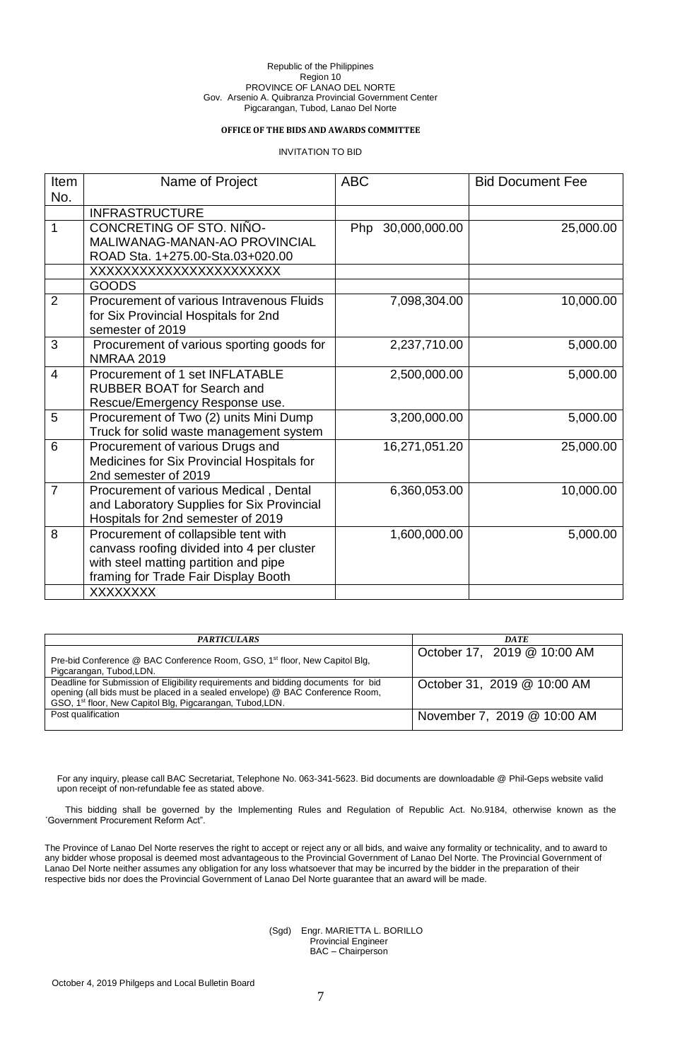Republic of the Philippines
Region 10
PROVINCE OF LANAO DEL NORTE
Gov. Arsenio A. Quibranza Provincial Government Center
Pigcarangan, Tubod, Lanao Del Norte

**OFFICE OF THE BIDS AND AWARDS COMMITTEE**

INVITATION TO BID

| Item No. | Name of Project | ABC | Bid Document Fee |
|---|---|---|---|
| | INFRASTRUCTURE | | |
| 1 | CONCRETING OF STO. NIÑO-MALIWANAG-MANAN-AO PROVINCIAL ROAD Sta. 1+275.00-Sta.03+020.00 | Php 30,000,000.00 | 25,000.00 |
| | XXXXXXXXXXXXXXXXXXXXX | | |
| | GOODS | | |
| 2 | Procurement of various Intravenous Fluids for Six Provincial Hospitals for 2nd semester of 2019 | 7,098,304.00 | 10,000.00 |
| 3 | Procurement of various sporting goods for NMRAA 2019 | 2,237,710.00 | 5,000.00 |
| 4 | Procurement of 1 set INFLATABLE RUBBER BOAT for Search and Rescue/Emergency Response use. | 2,500,000.00 | 5,000.00 |
| 5 | Procurement of Two (2) units Mini Dump Truck for solid waste management system | 3,200,000.00 | 5,000.00 |
| 6 | Procurement of various Drugs and Medicines for Six Provincial Hospitals for 2nd semester of 2019 | 16,271,051.20 | 25,000.00 |
| 7 | Procurement of various Medical , Dental and Laboratory Supplies for Six Provincial Hospitals for 2nd semester of 2019 | 6,360,053.00 | 10,000.00 |
| 8 | Procurement of collapsible tent with canvass roofing divided into 4 per cluster with steel matting partition and pipe framing for Trade Fair Display Booth | 1,600,000.00 | 5,000.00 |
| | XXXXXXXX | | |

| *PARTICULARS* | *DATE* |
|---|---|
| Pre-bid Conference @ BAC Conference Room, GSO, 1st floor, New Capitol Blg, Pigcarangan, Tubod,LDN. | October 17, 2019 @ 10:00 AM |
| Deadline for Submission of Eligibility requirements and bidding documents for bid opening (all bids must be placed in a sealed envelope) @ BAC Conference Room, GSO, 1st floor, New Capitol Blg, Pigcarangan, Tubod,LDN. | October 31, 2019 @ 10:00 AM |
| Post qualification | November 7, 2019 @ 10:00 AM |

For any inquiry, please call BAC Secretariat, Telephone No. 063-341-5623. Bid documents are downloadable @ Phil-Geps website valid upon receipt of non-refundable fee as stated above.

This bidding shall be governed by the Implementing Rules and Regulation of Republic Act. No.9184, otherwise known as the ´Government Procurement Reform Act".

The Province of Lanao Del Norte reserves the right to accept or reject any or all bids, and waive any formality or technicality, and to award to any bidder whose proposal is deemed most advantageous to the Provincial Government of Lanao Del Norte. The Provincial Government of Lanao Del Norte neither assumes any obligation for any loss whatsoever that may be incurred by the bidder in the preparation of their respective bids nor does the Provincial Government of Lanao Del Norte guarantee that an award will be made.

(Sgd) Engr. MARIETTA L. BORILLO
Provincial Engineer
BAC – Chairperson

October 4, 2019 Philgeps and Local Bulletin Board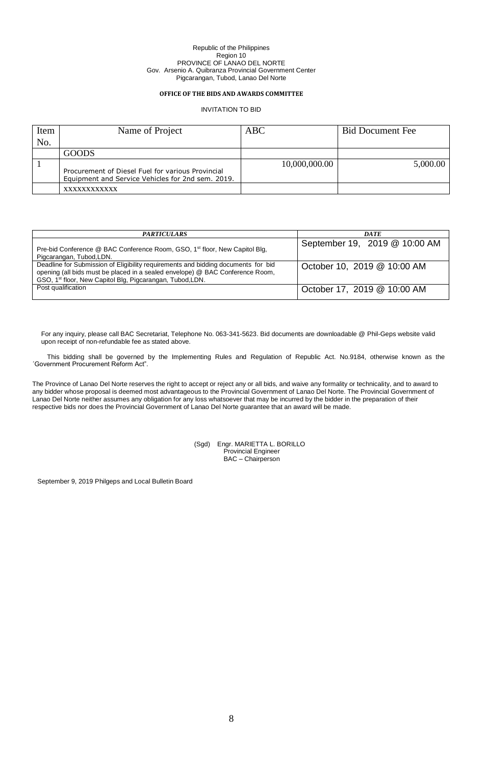Republic of the Philippines
Region 10
PROVINCE OF LANAO DEL NORTE
Gov. Arsenio A. Quibranza Provincial Government Center
Pigcarangan, Tubod, Lanao Del Norte

**OFFICE OF THE BIDS AND AWARDS COMMITTEE**

INVITATION TO BID

| Item No. | Name of Project | ABC | Bid Document Fee |
|---|---|---|---|
| | GOODS | | |
| 1 | Procurement of Diesel Fuel for various Provincial Equipment and Service Vehicles for 2nd sem. 2019. | 10,000,000.00 | 5,000.00 |
| | xxxxxxxxxxxx | | |

| ***PARTICULARS*** | ***DATE*** |
|---|---|
| Pre-bid Conference @ BAC Conference Room, GSO, 1st floor, New Capitol Blg, Pigcarangan, Tubod,LDN. | September 19, 2019 @ 10:00 AM |
| Deadline for Submission of Eligibility requirements and bidding documents for bid opening (all bids must be placed in a sealed envelope) @ BAC Conference Room, GSO, 1st floor, New Capitol Blg, Pigcarangan, Tubod,LDN. | October 10, 2019 @ 10:00 AM |
| Post qualification | October 17, 2019 @ 10:00 AM |

For any inquiry, please call BAC Secretariat, Telephone No. 063-341-5623. Bid documents are downloadable @ Phil-Geps website valid upon receipt of non-refundable fee as stated above.

This bidding shall be governed by the Implementing Rules and Regulation of Republic Act. No.9184, otherwise known as the ´Government Procurement Reform Act".

The Province of Lanao Del Norte reserves the right to accept or reject any or all bids, and waive any formality or technicality, and to award to any bidder whose proposal is deemed most advantageous to the Provincial Government of Lanao Del Norte. The Provincial Government of Lanao Del Norte neither assumes any obligation for any loss whatsoever that may be incurred by the bidder in the preparation of their respective bids nor does the Provincial Government of Lanao Del Norte guarantee that an award will be made.

(Sgd) Engr. MARIETTA L. BORILLO
Provincial Engineer
BAC – Chairperson

September 9, 2019 Philgeps and Local Bulletin Board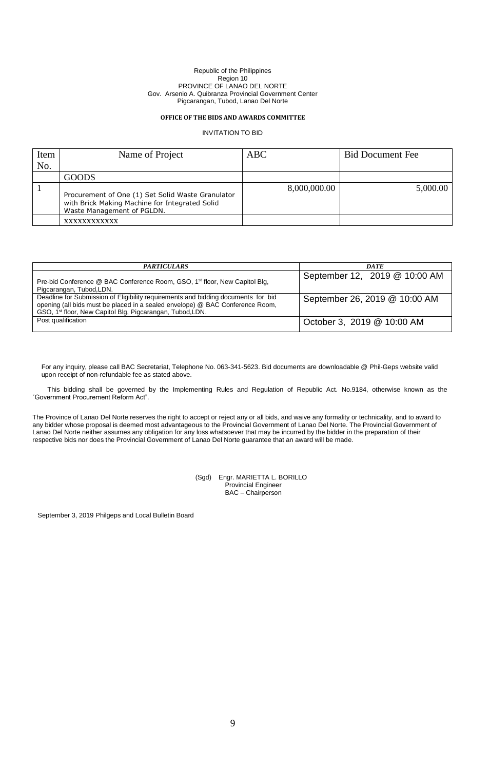Republic of the Philippines
Region 10
PROVINCE OF LANAO DEL NORTE
Gov. Arsenio A. Quibranza Provincial Government Center
Pigcarangan, Tubod, Lanao Del Norte

**OFFICE OF THE BIDS AND AWARDS COMMITTEE**

INVITATION TO BID

| Item No. | Name of Project | ABC | Bid Document Fee |
|---|---|---|---|
| | GOODS | | |
| 1 | Procurement of One (1) Set Solid Waste Granulator with Brick Making Machine for Integrated Solid Waste Management of PGLDN. | 8,000,000.00 | 5,000.00 |
| | xxxxxxxxxxxx | | |

| ***PARTICULARS*** | ***DATE*** |
|---|---|
| Pre-bid Conference @ BAC Conference Room, GSO, 1st floor, New Capitol Blg, Pigcarangan, Tubod,LDN. | September 12, 2019 @ 10:00 AM |
| Deadline for Submission of Eligibility requirements and bidding documents for bid opening (all bids must be placed in a sealed envelope) @ BAC Conference Room, GSO, 1st floor, New Capitol Blg, Pigcarangan, Tubod,LDN. | September 26, 2019 @ 10:00 AM |
| Post qualification | October 3, 2019 @ 10:00 AM |

For any inquiry, please call BAC Secretariat, Telephone No. 063-341-5623. Bid documents are downloadable @ Phil-Geps website valid upon receipt of non-refundable fee as stated above.

This bidding shall be governed by the Implementing Rules and Regulation of Republic Act. No.9184, otherwise known as the ´Government Procurement Reform Act".

The Province of Lanao Del Norte reserves the right to accept or reject any or all bids, and waive any formality or technicality, and to award to any bidder whose proposal is deemed most advantageous to the Provincial Government of Lanao Del Norte. The Provincial Government of Lanao Del Norte neither assumes any obligation for any loss whatsoever that may be incurred by the bidder in the preparation of their respective bids nor does the Provincial Government of Lanao Del Norte guarantee that an award will be made.

(Sgd) Engr. MARIETTA L. BORILLO
Provincial Engineer
BAC – Chairperson

September 3, 2019 Philgeps and Local Bulletin Board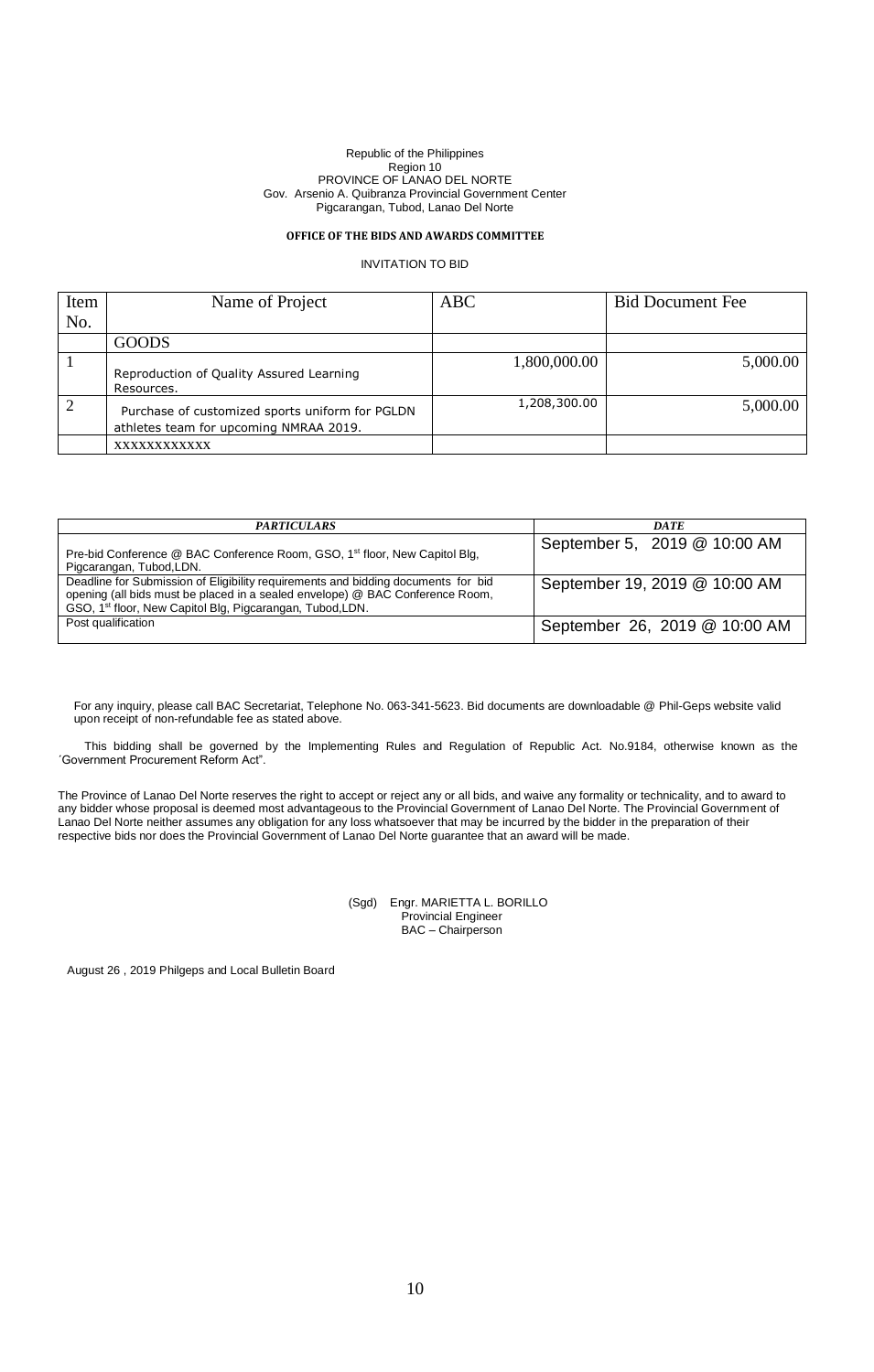Republic of the Philippines
Region 10
PROVINCE OF LANAO DEL NORTE
Gov. Arsenio A. Quibranza Provincial Government Center
Pigcarangan, Tubod, Lanao Del Norte

**OFFICE OF THE BIDS AND AWARDS COMMITTEE**

INVITATION TO BID

| Item No. | Name of Project | ABC | Bid Document Fee |
|---|---|---|---|
| | GOODS | | |
| 1 | Reproduction of Quality Assured Learning Resources. | 1,800,000.00 | 5,000.00 |
| 2 | Purchase of customized sports uniform for PGLDN athletes team for upcoming NMRAA 2019. | 1,208,300.00 | 5,000.00 |
| | xxxxxxxxxxxx | | |

| ***PARTICULARS*** | ***DATE*** |
|---|---|
| Pre-bid Conference @ BAC Conference Room, GSO, 1st floor, New Capitol Blg, Pigcarangan, Tubod,LDN. | September 5, 2019 @ 10:00 AM |
| Deadline for Submission of Eligibility requirements and bidding documents for bid opening (all bids must be placed in a sealed envelope) @ BAC Conference Room, GSO, 1st floor, New Capitol Blg, Pigcarangan, Tubod,LDN. | September 19, 2019 @ 10:00 AM |
| Post qualification | September 26, 2019 @ 10:00 AM |

For any inquiry, please call BAC Secretariat, Telephone No. 063-341-5623. Bid documents are downloadable @ Phil-Geps website valid upon receipt of non-refundable fee as stated above.

This bidding shall be governed by the Implementing Rules and Regulation of Republic Act. No.9184, otherwise known as the ´Government Procurement Reform Act".

The Province of Lanao Del Norte reserves the right to accept or reject any or all bids, and waive any formality or technicality, and to award to any bidder whose proposal is deemed most advantageous to the Provincial Government of Lanao Del Norte. The Provincial Government of Lanao Del Norte neither assumes any obligation for any loss whatsoever that may be incurred by the bidder in the preparation of their respective bids nor does the Provincial Government of Lanao Del Norte guarantee that an award will be made.

(Sgd) Engr. MARIETTA L. BORILLO
Provincial Engineer
BAC – Chairperson

August 26 , 2019 Philgeps and Local Bulletin Board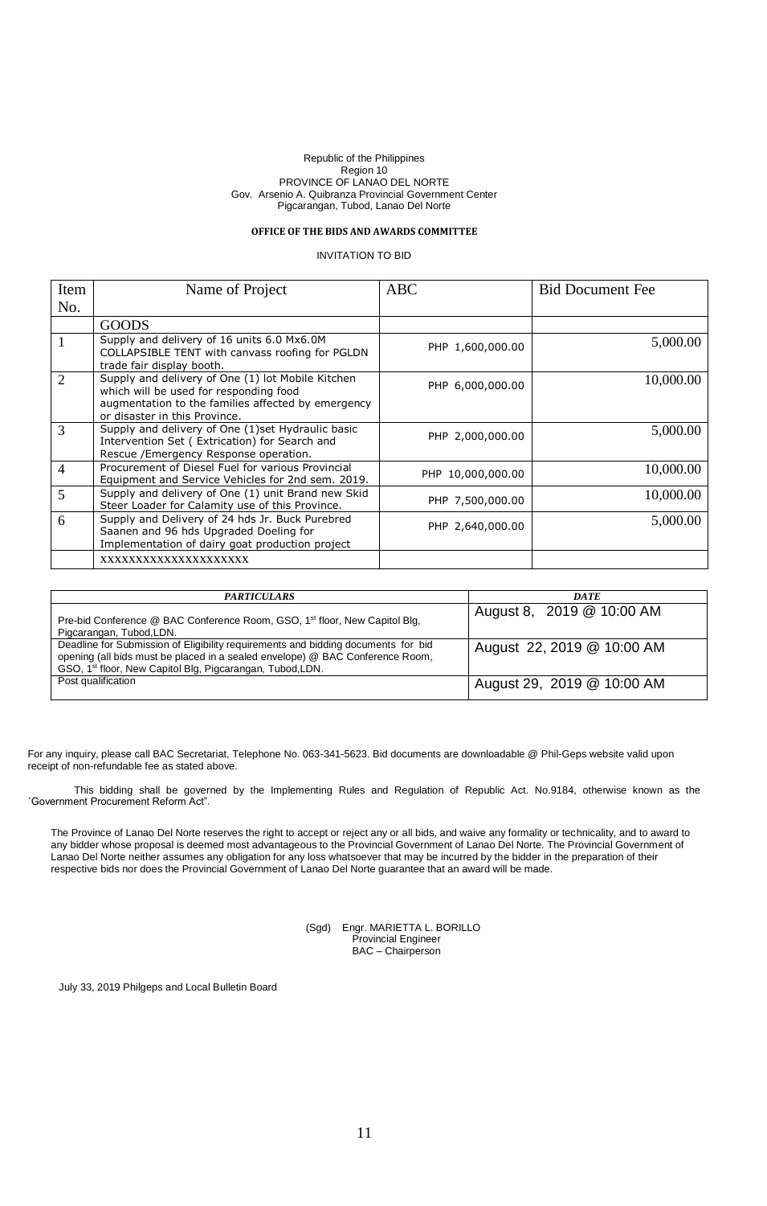Republic of the Philippines
Region 10
PROVINCE OF LANAO DEL NORTE
Gov. Arsenio A. Quibranza Provincial Government Center
Pigcarangan, Tubod, Lanao Del Norte

**OFFICE OF THE BIDS AND AWARDS COMMITTEE**

INVITATION TO BID

| Item No. | Name of Project | ABC | Bid Document Fee |
|---|---|---|---|
| | GOODS | | |
| 1 | Supply and delivery of 16 units 6.0 Mx6.0M COLLAPSIBLE TENT with canvass roofing for PGLDN trade fair display booth. | PHP 1,600,000.00 | 5,000.00 |
| 2 | Supply and delivery of One (1) lot Mobile Kitchen which will be used for responding food augmentation to the families affected by emergency or disaster in this Province. | PHP 6,000,000.00 | 10,000.00 |
| 3 | Supply and delivery of One (1)set Hydraulic basic Intervention Set ( Extrication) for Search and Rescue /Emergency Response operation. | PHP 2,000,000.00 | 5,000.00 |
| 4 | Procurement of Diesel Fuel for various Provincial Equipment and Service Vehicles for 2nd sem. 2019. | PHP 10,000,000.00 | 10,000.00 |
| 5 | Supply and delivery of One (1) unit Brand new Skid Steer Loader for Calamity use of this Province. | PHP 7,500,000.00 | 10,000.00 |
| 6 | Supply and Delivery of 24 hds Jr. Buck Purebred Saanen and 96 hds Upgraded Doeling for Implementation of dairy goat production project | PHP 2,640,000.00 | 5,000.00 |
| | xxxxxxxxxxxxxxxxxxxx | | |

| *PARTICULARS* | *DATE* |
|---|---|
| Pre-bid Conference @ BAC Conference Room, GSO, 1st floor, New Capitol Blg, Pigcarangan, Tubod,LDN. | August 8, 2019 @ 10:00 AM |
| Deadline for Submission of Eligibility requirements and bidding documents for bid opening (all bids must be placed in a sealed envelope) @ BAC Conference Room, GSO, 1st floor, New Capitol Blg, Pigcarangan, Tubod,LDN. | August 22, 2019 @ 10:00 AM |
| Post qualification | August 29, 2019 @ 10:00 AM |

For any inquiry, please call BAC Secretariat, Telephone No. 063-341-5623. Bid documents are downloadable @ Phil-Geps website valid upon receipt of non-refundable fee as stated above.

This bidding shall be governed by the Implementing Rules and Regulation of Republic Act. No.9184, otherwise known as the ´Government Procurement Reform Act".

The Province of Lanao Del Norte reserves the right to accept or reject any or all bids, and waive any formality or technicality, and to award to any bidder whose proposal is deemed most advantageous to the Provincial Government of Lanao Del Norte. The Provincial Government of Lanao Del Norte neither assumes any obligation for any loss whatsoever that may be incurred by the bidder in the preparation of their respective bids nor does the Provincial Government of Lanao Del Norte guarantee that an award will be made.

(Sgd) Engr. MARIETTA L. BORILLO
Provincial Engineer
BAC – Chairperson

July 33, 2019 Philgeps and Local Bulletin Board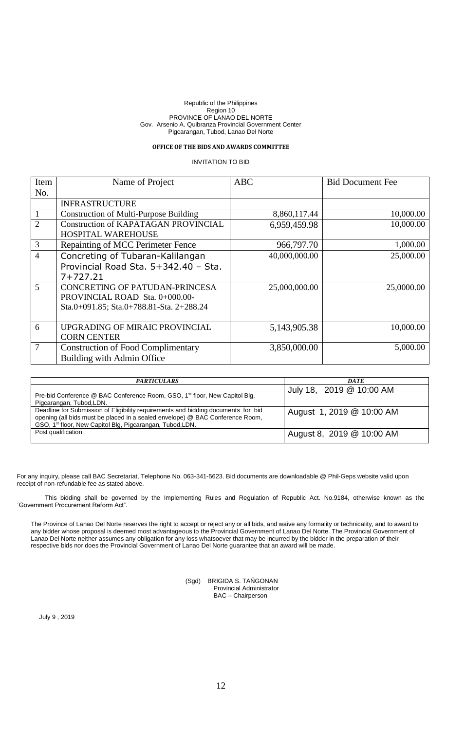Republic of the Philippines
Region 10
PROVINCE OF LANAO DEL NORTE
Gov. Arsenio A. Quibranza Provincial Government Center
Pigcarangan, Tubod, Lanao Del Norte

**OFFICE OF THE BIDS AND AWARDS COMMITTEE**

INVITATION TO BID

| Item No. | Name of Project | ABC | Bid Document Fee |
|---|---|---|---|
| | INFRASTRUCTURE | | |
| 1 | Construction of Multi-Purpose Building | 8,860,117.44 | 10,000.00 |
| 2 | Construction of KAPATAGAN PROVINCIAL HOSPITAL WAREHOUSE | 6,959,459.98 | 10,000.00 |
| 3 | Repainting of MCC Perimeter Fence | 966,797.70 | 1,000.00 |
| 4 | Concreting of Tubaran-Kalilangan Provincial Road Sta. 5+342.40 – Sta. 7+727.21 | 40,000,000.00 | 25,000.00 |
| 5 | CONCRETING OF PATUDAN-PRINCESA PROVINCIAL ROAD Sta. 0+000.00-Sta.0+091.85; Sta.0+788.81-Sta. 2+288.24 | 25,000,000.00 | 25,0000.00 |
| 6 | UPGRADING OF MIRAIC PROVINCIAL CORN CENTER | 5,143,905.38 | 10,000.00 |
| 7 | Construction of Food Complimentary Building with Admin Office | 3,850,000.00 | 5,000.00 |

| *PARTICULARS* | *DATE* |
|---|---|
| Pre-bid Conference @ BAC Conference Room, GSO, 1st floor, New Capitol Blg, Pigcarangan, Tubod,LDN. | July 18, 2019 @ 10:00 AM |
| Deadline for Submission of Eligibility requirements and bidding documents for bid opening (all bids must be placed in a sealed envelope) @ BAC Conference Room, GSO, 1st floor, New Capitol Blg, Pigcarangan, Tubod,LDN. | August 1, 2019 @ 10:00 AM |
| Post qualification | August 8, 2019 @ 10:00 AM |

For any inquiry, please call BAC Secretariat, Telephone No. 063-341-5623. Bid documents are downloadable @ Phil-Geps website valid upon receipt of non-refundable fee as stated above.

This bidding shall be governed by the Implementing Rules and Regulation of Republic Act. No.9184, otherwise known as the ´Government Procurement Reform Act".

The Province of Lanao Del Norte reserves the right to accept or reject any or all bids, and waive any formality or technicality, and to award to any bidder whose proposal is deemed most advantageous to the Provincial Government of Lanao Del Norte. The Provincial Government of Lanao Del Norte neither assumes any obligation for any loss whatsoever that may be incurred by the bidder in the preparation of their respective bids nor does the Provincial Government of Lanao Del Norte guarantee that an award will be made.

(Sgd) BRIGIDA S. TAÑGONAN
Provincial Administrator
BAC – Chairperson

July 9 , 2019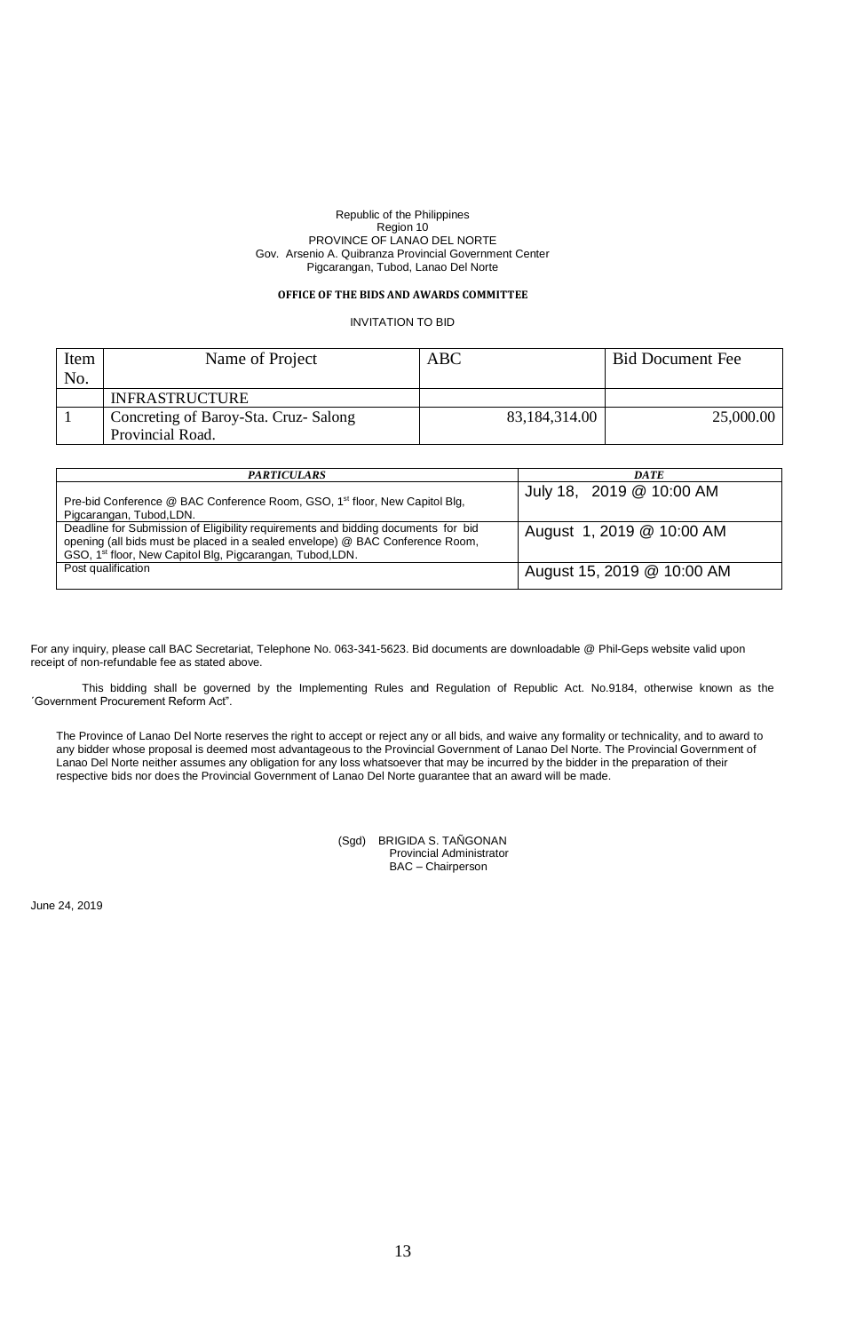Republic of the Philippines
Region 10
PROVINCE OF LANAO DEL NORTE
Gov. Arsenio A. Quibranza Provincial Government Center
Pigcarangan, Tubod, Lanao Del Norte

**OFFICE OF THE BIDS AND AWARDS COMMITTEE**

INVITATION TO BID

| Item No. | Name of Project | ABC | Bid Document Fee |
|---|---|---|---|
| | INFRASTRUCTURE | | |
| 1 | Concreting of Baroy-Sta. Cruz- Salong Provincial Road. | 83,184,314.00 | 25,000.00 |

| ***PARTICULARS*** | ***DATE*** |
|---|---|
| Pre-bid Conference @ BAC Conference Room, GSO, 1st floor, New Capitol Blg, Pigcarangan, Tubod,LDN. | July 18, 2019 @ 10:00 AM |
| Deadline for Submission of Eligibility requirements and bidding documents for bid opening (all bids must be placed in a sealed envelope) @ BAC Conference Room, GSO, 1st floor, New Capitol Blg, Pigcarangan, Tubod,LDN. | August 1, 2019 @ 10:00 AM |
| Post qualification | August 15, 2019 @ 10:00 AM |

For any inquiry, please call BAC Secretariat, Telephone No. 063-341-5623. Bid documents are downloadable @ Phil-Geps website valid upon receipt of non-refundable fee as stated above.

This bidding shall be governed by the Implementing Rules and Regulation of Republic Act. No.9184, otherwise known as the ´Government Procurement Reform Act".

The Province of Lanao Del Norte reserves the right to accept or reject any or all bids, and waive any formality or technicality, and to award to any bidder whose proposal is deemed most advantageous to the Provincial Government of Lanao Del Norte. The Provincial Government of Lanao Del Norte neither assumes any obligation for any loss whatsoever that may be incurred by the bidder in the preparation of their respective bids nor does the Provincial Government of Lanao Del Norte guarantee that an award will be made.

(Sgd) BRIGIDA S. TAÑGONAN
Provincial Administrator
BAC – Chairperson

June 24, 2019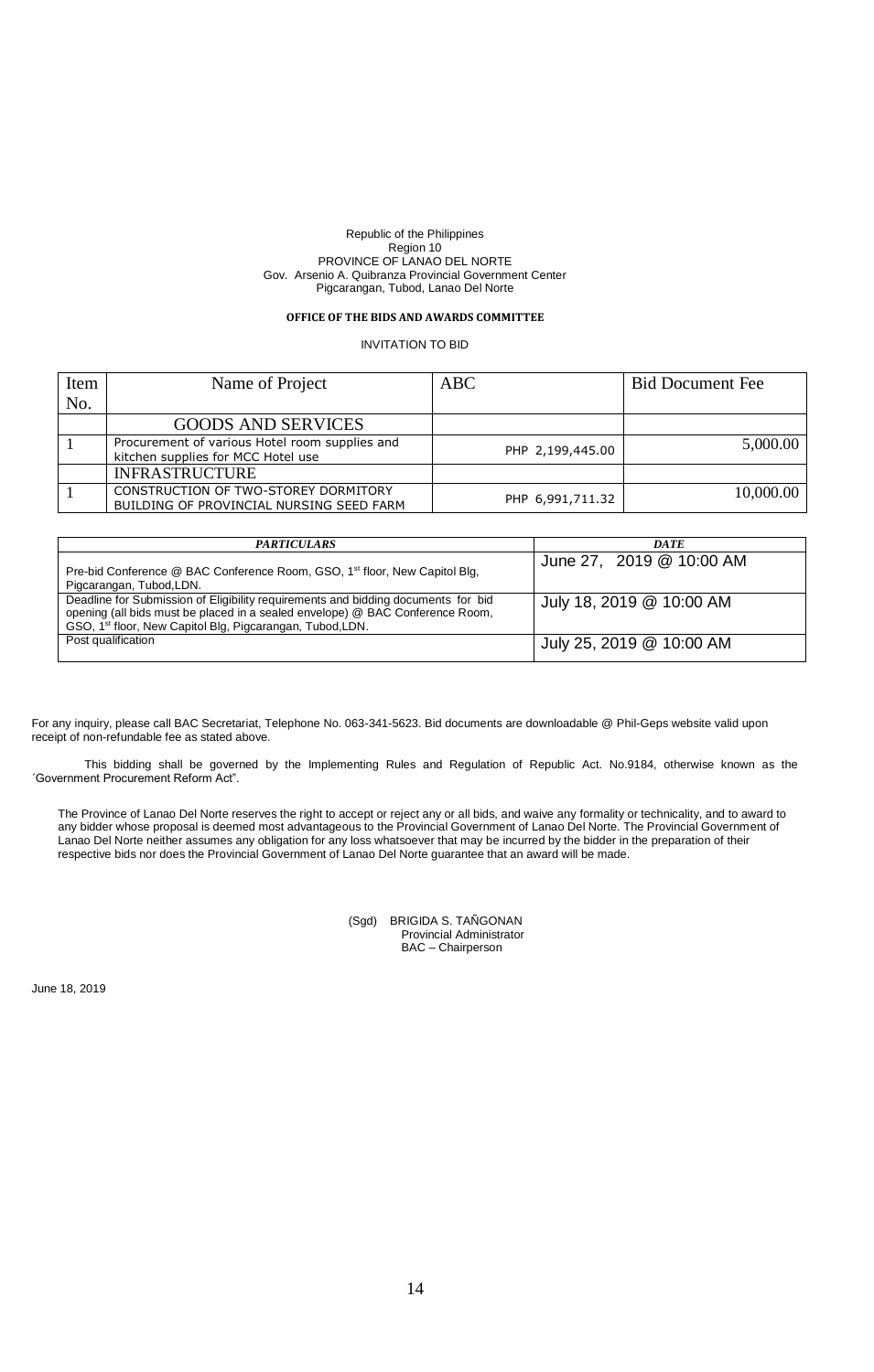Republic of the Philippines
Region 10
PROVINCE OF LANAO DEL NORTE
Gov. Arsenio A. Quibranza Provincial Government Center
Pigcarangan, Tubod, Lanao Del Norte

**OFFICE OF THE BIDS AND AWARDS COMMITTEE**

INVITATION TO BID

| Item No. | Name of Project | ABC | Bid Document Fee |
|---|---|---|---|
| | GOODS AND SERVICES | | |
| 1 | Procurement of various Hotel room supplies and kitchen supplies for MCC Hotel use | PHP 2,199,445.00 | 5,000.00 |
| | INFRASTRUCTURE | | |
| 1 | CONSTRUCTION OF TWO-STOREY DORMITORY BUILDING OF PROVINCIAL NURSING SEED FARM | PHP 6,991,711.32 | 10,000.00 |

| *PARTICULARS* | *DATE* |
|---|---|
| Pre-bid Conference @ BAC Conference Room, GSO, 1st floor, New Capitol Blg, Pigcarangan, Tubod,LDN. | June 27, 2019 @ 10:00 AM |
| Deadline for Submission of Eligibility requirements and bidding documents for bid opening (all bids must be placed in a sealed envelope) @ BAC Conference Room, GSO, 1st floor, New Capitol Blg, Pigcarangan, Tubod,LDN. | July 18, 2019 @ 10:00 AM |
| Post qualification | July 25, 2019 @ 10:00 AM |

For any inquiry, please call BAC Secretariat, Telephone No. 063-341-5623. Bid documents are downloadable @ Phil-Geps website valid upon receipt of non-refundable fee as stated above.

This bidding shall be governed by the Implementing Rules and Regulation of Republic Act. No.9184, otherwise known as the ´Government Procurement Reform Act".

The Province of Lanao Del Norte reserves the right to accept or reject any or all bids, and waive any formality or technicality, and to award to any bidder whose proposal is deemed most advantageous to the Provincial Government of Lanao Del Norte. The Provincial Government of Lanao Del Norte neither assumes any obligation for any loss whatsoever that may be incurred by the bidder in the preparation of their respective bids nor does the Provincial Government of Lanao Del Norte guarantee that an award will be made.

(Sgd) BRIGIDA S. TAÑGONAN
Provincial Administrator
BAC – Chairperson

June 18, 2019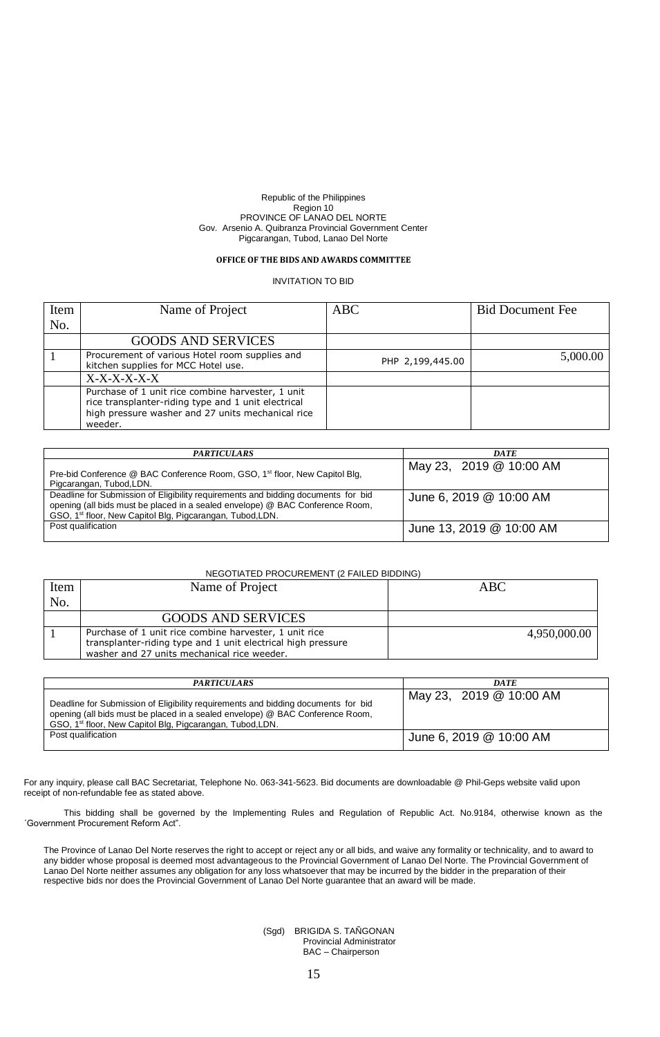Republic of the Philippines
Region 10
PROVINCE OF LANAO DEL NORTE
Gov. Arsenio A. Quibranza Provincial Government Center
Pigcarangan, Tubod, Lanao Del Norte

**OFFICE OF THE BIDS AND AWARDS COMMITTEE**

INVITATION TO BID

| Item No. | Name of Project | ABC | Bid Document Fee |
|---|---|---|---|
| | GOODS AND SERVICES | | |
| 1 | Procurement of various Hotel room supplies and kitchen supplies for MCC Hotel use. | PHP 2,199,445.00 | 5,000.00 |
| | X-X-X-X-X-X | | |
| | Purchase of 1 unit rice combine harvester, 1 unit rice transplanter-riding type and 1 unit electrical high pressure washer and 27 units mechanical rice weeder. | | |

| *PARTICULARS* | *DATE* |
|---|---|
| Pre-bid Conference @ BAC Conference Room, GSO, 1st floor, New Capitol Blg, Pigcarangan, Tubod,LDN. | May 23, 2019 @ 10:00 AM |
| Deadline for Submission of Eligibility requirements and bidding documents for bid opening (all bids must be placed in a sealed envelope) @ BAC Conference Room, GSO, 1st floor, New Capitol Blg, Pigcarangan, Tubod,LDN. | June 6, 2019 @ 10:00 AM |
| Post qualification | June 13, 2019 @ 10:00 AM |

NEGOTIATED PROCUREMENT (2 FAILED BIDDING)

| Item No. | Name of Project | ABC |
|---|---|---|
| | GOODS AND SERVICES | |
| 1 | Purchase of 1 unit rice combine harvester, 1 unit rice transplanter-riding type and 1 unit electrical high pressure washer and 27 units mechanical rice weeder. | 4,950,000.00 |

| *PARTICULARS* | *DATE* |
|---|---|
| Deadline for Submission of Eligibility requirements and bidding documents for bid opening (all bids must be placed in a sealed envelope) @ BAC Conference Room, GSO, 1st floor, New Capitol Blg, Pigcarangan, Tubod,LDN. | May 23, 2019 @ 10:00 AM |
| Post qualification | June 6, 2019 @ 10:00 AM |

For any inquiry, please call BAC Secretariat, Telephone No. 063-341-5623. Bid documents are downloadable @ Phil-Geps website valid upon receipt of non-refundable fee as stated above.

This bidding shall be governed by the Implementing Rules and Regulation of Republic Act. No.9184, otherwise known as the ´Government Procurement Reform Act".

The Province of Lanao Del Norte reserves the right to accept or reject any or all bids, and waive any formality or technicality, and to award to any bidder whose proposal is deemed most advantageous to the Provincial Government of Lanao Del Norte. The Provincial Government of Lanao Del Norte neither assumes any obligation for any loss whatsoever that may be incurred by the bidder in the preparation of their respective bids nor does the Provincial Government of Lanao Del Norte guarantee that an award will be made.

(Sgd) BRIGIDA S. TAÑGONAN
Provincial Administrator
BAC – Chairperson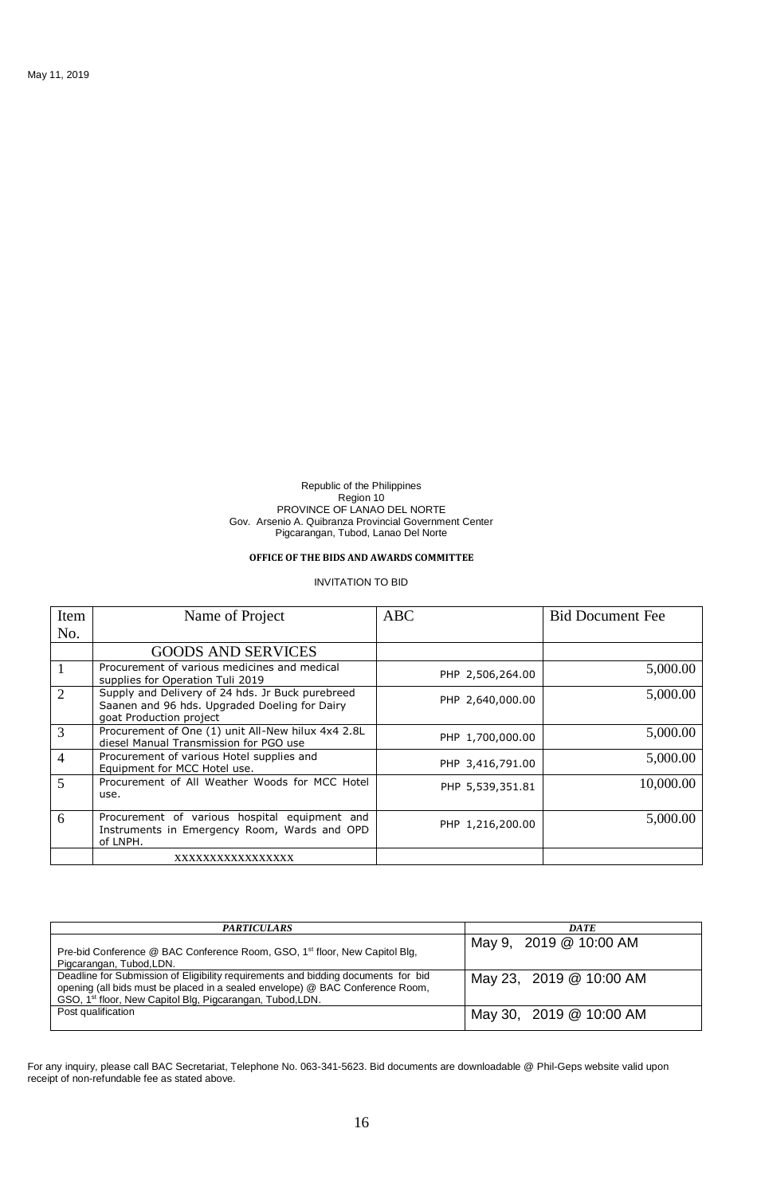May 11, 2019

Republic of the Philippines
Region 10
PROVINCE OF LANAO DEL NORTE
Gov. Arsenio A. Quibranza Provincial Government Center
Pigcarangan, Tubod, Lanao Del Norte

**OFFICE OF THE BIDS AND AWARDS COMMITTEE**

INVITATION TO BID

| Item No. | Name of Project | ABC | Bid Document Fee |
|---|---|---|---|
| | GOODS AND SERVICES | | |
| 1 | Procurement of various medicines and medical supplies for Operation Tuli 2019 | PHP 2,506,264.00 | 5,000.00 |
| 2 | Supply and Delivery of 24 hds. Jr Buck purebreed Saanen and 96 hds. Upgraded Doeling for Dairy goat Production project | PHP 2,640,000.00 | 5,000.00 |
| 3 | Procurement of One (1) unit All-New hilux 4x4 2.8L diesel Manual Transmission for PGO use | PHP 1,700,000.00 | 5,000.00 |
| 4 | Procurement of various Hotel supplies and Equipment for MCC Hotel use. | PHP 3,416,791.00 | 5,000.00 |
| 5 | Procurement of All Weather Woods for MCC Hotel use. | PHP 5,539,351.81 | 10,000.00 |
| 6 | Procurement of various hospital equipment and Instruments in Emergency Room, Wards and OPD of LNPH. | PHP 1,216,200.00 | 5,000.00 |
| | xxxxxxxxxxxxxxxx | | |

| ***PARTICULARS*** | ***DATE*** |
|---|---|
| Pre-bid Conference @ BAC Conference Room, GSO, 1st floor, New Capitol Blg, Pigcarangan, Tubod,LDN. | May 9, 2019 @ 10:00 AM |
| Deadline for Submission of Eligibility requirements and bidding documents for bid opening (all bids must be placed in a sealed envelope) @ BAC Conference Room, GSO, 1st floor, New Capitol Blg, Pigcarangan, Tubod,LDN. | May 23, 2019 @ 10:00 AM |
| Post qualification | May 30, 2019 @ 10:00 AM |

For any inquiry, please call BAC Secretariat, Telephone No. 063-341-5623. Bid documents are downloadable @ Phil-Geps website valid upon receipt of non-refundable fee as stated above.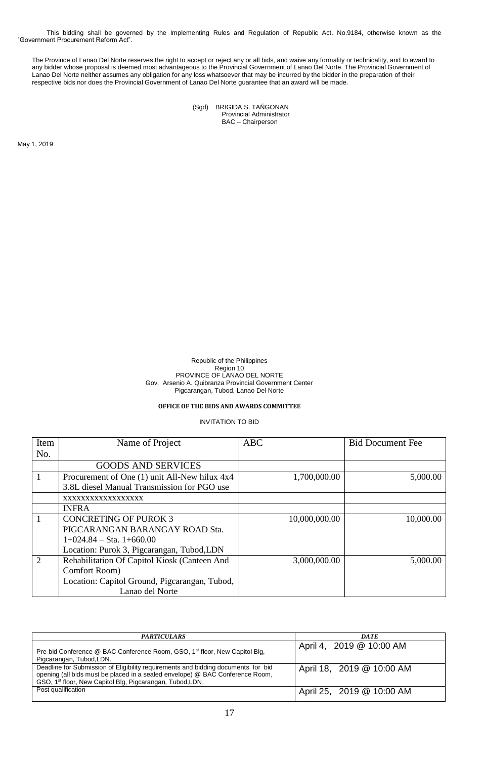This bidding shall be governed by the Implementing Rules and Regulation of Republic Act. No.9184, otherwise known as the ´Government Procurement Reform Act".

The Province of Lanao Del Norte reserves the right to accept or reject any or all bids, and waive any formality or technicality, and to award to any bidder whose proposal is deemed most advantageous to the Provincial Government of Lanao Del Norte. The Provincial Government of Lanao Del Norte neither assumes any obligation for any loss whatsoever that may be incurred by the bidder in the preparation of their respective bids nor does the Provincial Government of Lanao Del Norte guarantee that an award will be made.

(Sgd) BRIGIDA S. TAÑGONAN
Provincial Administrator
BAC – Chairperson

May 1, 2019

Republic of the Philippines
Region 10
PROVINCE OF LANAO DEL NORTE
Gov. Arsenio A. Quibranza Provincial Government Center
Pigcarangan, Tubod, Lanao Del Norte

**OFFICE OF THE BIDS AND AWARDS COMMITTEE**

INVITATION TO BID

| Item No. | Name of Project | ABC | Bid Document Fee |
|---|---|---|---|
| | GOODS AND SERVICES | | |
| 1 | Procurement of One (1) unit All-New hilux 4x4 3.8L diesel Manual Transmission for PGO use | 1,700,000.00 | 5,000.00 |
| | xxxxxxxxxxxxxxxxx | | |
| | INFRA | | |
| 1 | CONCRETING OF PUROK 3 PIGCARANGAN BARANGAY ROAD Sta. 1+024.84 – Sta. 1+660.00<br>Location: Purok 3, Pigcarangan, Tubod,LDN | 10,000,000.00 | 10,000.00 |
| 2 | Rehabilitation Of Capitol Kiosk (Canteen And Comfort Room)<br>Location: Capitol Ground, Pigcarangan, Tubod, Lanao del Norte | 3,000,000.00 | 5,000.00 |

| *PARTICULARS* | *DATE* |
|---|---|
| Pre-bid Conference @ BAC Conference Room, GSO, 1st floor, New Capitol Blg, Pigcarangan, Tubod,LDN. | April 4, 2019 @ 10:00 AM |
| Deadline for Submission of Eligibility requirements and bidding documents for bid opening (all bids must be placed in a sealed envelope) @ BAC Conference Room, GSO, 1st floor, New Capitol Blg, Pigcarangan, Tubod,LDN. | April 18, 2019 @ 10:00 AM |
| Post qualification | April 25, 2019 @ 10:00 AM |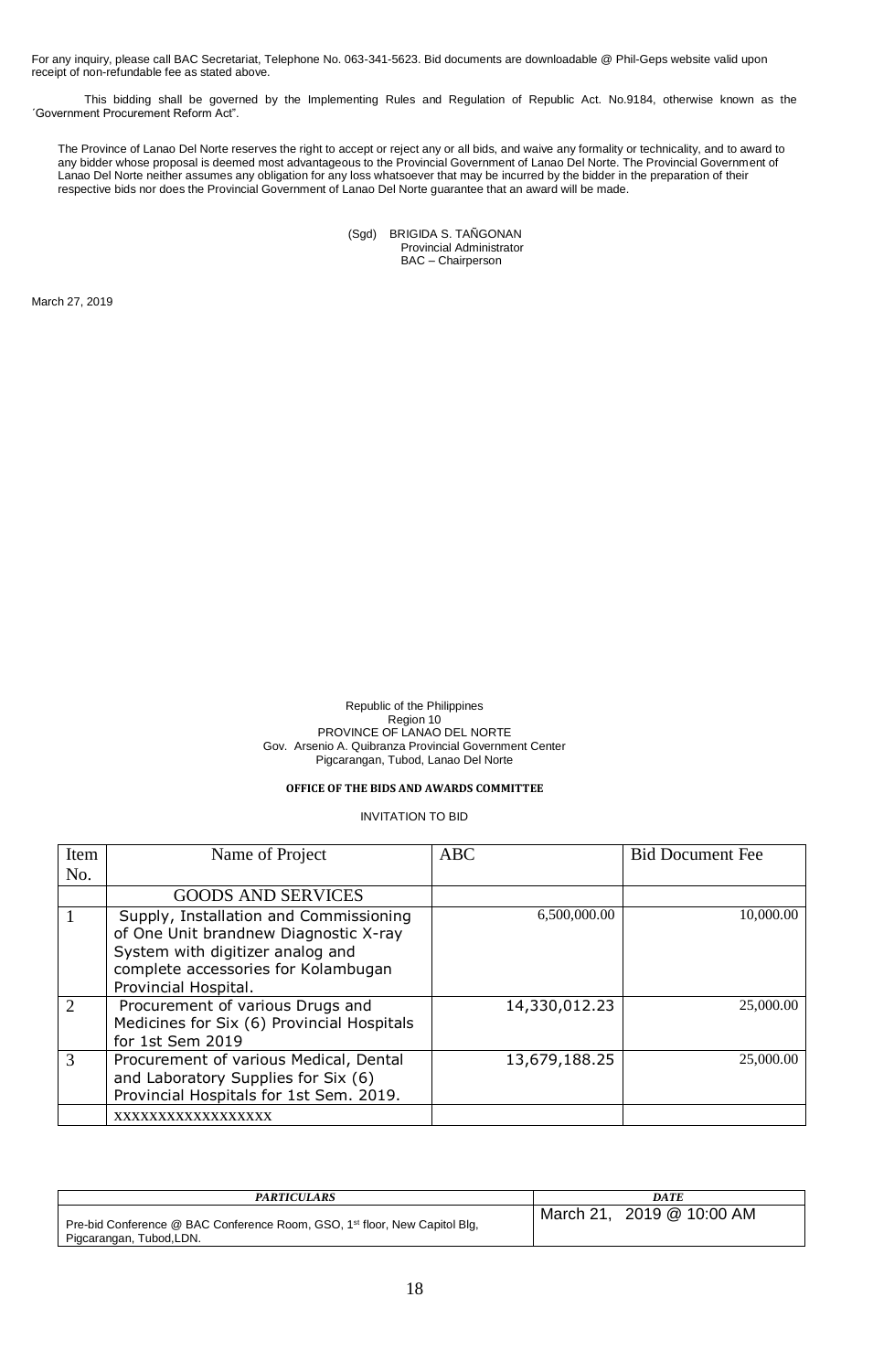For any inquiry, please call BAC Secretariat, Telephone No. 063-341-5623. Bid documents are downloadable @ Phil-Geps website valid upon receipt of non-refundable fee as stated above.

This bidding shall be governed by the Implementing Rules and Regulation of Republic Act. No.9184, otherwise known as the ´Government Procurement Reform Act".

The Province of Lanao Del Norte reserves the right to accept or reject any or all bids, and waive any formality or technicality, and to award to any bidder whose proposal is deemed most advantageous to the Provincial Government of Lanao Del Norte. The Provincial Government of Lanao Del Norte neither assumes any obligation for any loss whatsoever that may be incurred by the bidder in the preparation of their respective bids nor does the Provincial Government of Lanao Del Norte guarantee that an award will be made.

(Sgd) BRIGIDA S. TAÑGONAN
Provincial Administrator
BAC – Chairperson

March 27, 2019

Republic of the Philippines
Region 10
PROVINCE OF LANAO DEL NORTE
Gov. Arsenio A. Quibranza Provincial Government Center
Pigcarangan, Tubod, Lanao Del Norte

**OFFICE OF THE BIDS AND AWARDS COMMITTEE**

INVITATION TO BID

| Item No. | Name of Project | ABC | Bid Document Fee |
|---|---|---|---|
| | GOODS AND SERVICES | | |
| 1 | Supply, Installation and Commissioning of One Unit brandnew Diagnostic X-ray System with digitizer analog and complete accessories for Kolambugan Provincial Hospital. | 6,500,000.00 | 10,000.00 |
| 2 | Procurement of various Drugs and Medicines for Six (6) Provincial Hospitals for 1st Sem 2019 | 14,330,012.23 | 25,000.00 |
| 3 | Procurement of various Medical, Dental and Laboratory Supplies for Six (6) Provincial Hospitals for 1st Sem. 2019. | 13,679,188.25 | 25,000.00 |
| | xxxxxxxxxxxxxxxxx | | |

| *PARTICULARS* | *DATE* |
|---|---|
| Pre-bid Conference @ BAC Conference Room, GSO, 1st floor, New Capitol Blg, Pigcarangan, Tubod,LDN. | March 21, 2019 @ 10:00 AM |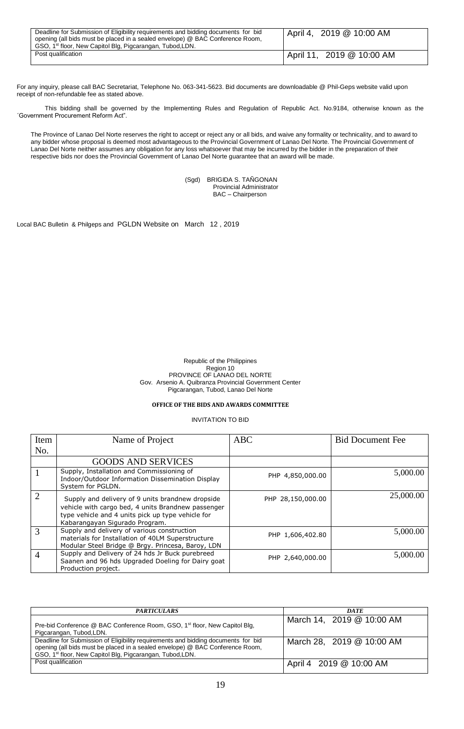| | |
|---|---|
| Deadline for Submission of Eligibility requirements and bidding documents for bid opening (all bids must be placed in a sealed envelope) @ BAC Conference Room, GSO, 1st floor, New Capitol Blg, Pigcarangan, Tubod,LDN. | April 4, 2019 @ 10:00 AM |
| Post qualification | April 11, 2019 @ 10:00 AM |

For any inquiry, please call BAC Secretariat, Telephone No. 063-341-5623. Bid documents are downloadable @ Phil-Geps website valid upon receipt of non-refundable fee as stated above.

This bidding shall be governed by the Implementing Rules and Regulation of Republic Act. No.9184, otherwise known as the ´Government Procurement Reform Act".

The Province of Lanao Del Norte reserves the right to accept or reject any or all bids, and waive any formality or technicality, and to award to any bidder whose proposal is deemed most advantageous to the Provincial Government of Lanao Del Norte. The Provincial Government of Lanao Del Norte neither assumes any obligation for any loss whatsoever that may be incurred by the bidder in the preparation of their respective bids nor does the Provincial Government of Lanao Del Norte guarantee that an award will be made.

(Sgd) BRIGIDA S. TAÑGONAN
Provincial Administrator
BAC – Chairperson

Local BAC Bulletin & Philgeps and PGLDN Website on March 12 , 2019

Republic of the Philippines
Region 10
PROVINCE OF LANAO DEL NORTE
Gov. Arsenio A. Quibranza Provincial Government Center
Pigcarangan, Tubod, Lanao Del Norte

**OFFICE OF THE BIDS AND AWARDS COMMITTEE**

INVITATION TO BID

| Item No. | Name of Project | ABC | Bid Document Fee |
|---|---|---|---|
| | GOODS AND SERVICES | | |
| 1 | Supply, Installation and Commissioning of Indoor/Outdoor Information Dissemination Display System for PGLDN. | PHP 4,850,000.00 | 5,000.00 |
| 2 | Supply and delivery of 9 units brandnew dropside vehicle with cargo bed, 4 units Brandnew passenger type vehicle and 4 units pick up type vehicle for Kabarangayan Sigurado Program. | PHP 28,150,000.00 | 25,000.00 |
| 3 | Supply and delivery of various construction materials for Installation of 40LM Superstructure Modular Steel Bridge @ Brgy. Princesa, Baroy, LDN | PHP 1,606,402.80 | 5,000.00 |
| 4 | Supply and Delivery of 24 hds Jr Buck purebreed Saanen and 96 hds Upgraded Doeling for Dairy goat Production project. | PHP 2,640,000.00 | 5,000.00 |

| ***PARTICULARS*** | ***DATE*** |
|---|---|
| Pre-bid Conference @ BAC Conference Room, GSO, 1st floor, New Capitol Blg, Pigcarangan, Tubod,LDN. | March 14, 2019 @ 10:00 AM |
| Deadline for Submission of Eligibility requirements and bidding documents for bid opening (all bids must be placed in a sealed envelope) @ BAC Conference Room, GSO, 1st floor, New Capitol Blg, Pigcarangan, Tubod,LDN. | March 28, 2019 @ 10:00 AM |
| Post qualification | April 4 2019 @ 10:00 AM |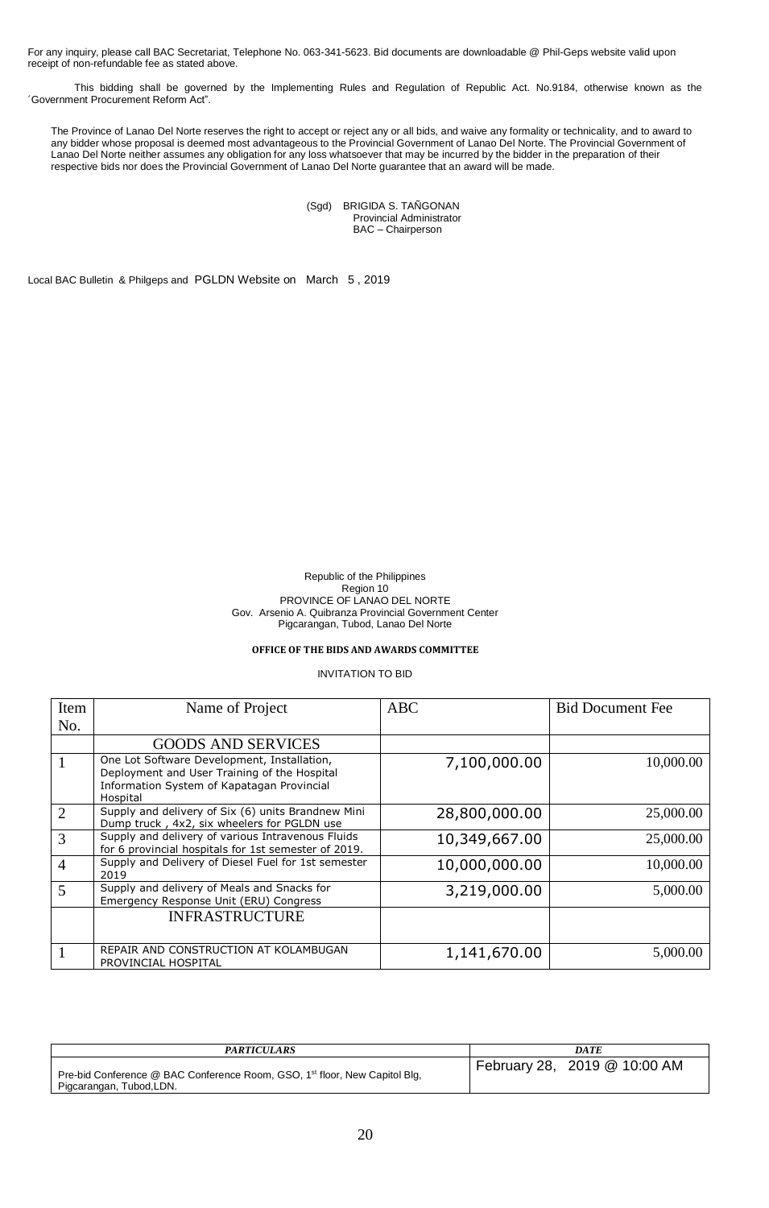For any inquiry, please call BAC Secretariat, Telephone No. 063-341-5623. Bid documents are downloadable @ Phil-Geps website valid upon receipt of non-refundable fee as stated above.

This bidding shall be governed by the Implementing Rules and Regulation of Republic Act. No.9184, otherwise known as the ´Government Procurement Reform Act".

The Province of Lanao Del Norte reserves the right to accept or reject any or all bids, and waive any formality or technicality, and to award to any bidder whose proposal is deemed most advantageous to the Provincial Government of Lanao Del Norte. The Provincial Government of Lanao Del Norte neither assumes any obligation for any loss whatsoever that may be incurred by the bidder in the preparation of their respective bids nor does the Provincial Government of Lanao Del Norte guarantee that an award will be made.

(Sgd) BRIGIDA S. TAÑGONAN
Provincial Administrator
BAC – Chairperson

Local BAC Bulletin & Philgeps and PGLDN Website on March 5 , 2019

Republic of the Philippines
Region 10
PROVINCE OF LANAO DEL NORTE
Gov. Arsenio A. Quibranza Provincial Government Center
Pigcarangan, Tubod, Lanao Del Norte

**OFFICE OF THE BIDS AND AWARDS COMMITTEE**

INVITATION TO BID

| Item No. | Name of Project | ABC | Bid Document Fee |
|---|---|---|---|
| | GOODS AND SERVICES | | |
| 1 | One Lot Software Development, Installation, Deployment and User Training of the Hospital Information System of Kapatagan Provincial Hospital | 7,100,000.00 | 10,000.00 |
| 2 | Supply and delivery of Six (6) units Brandnew Mini Dump truck , 4x2, six wheelers for PGLDN use | 28,800,000.00 | 25,000.00 |
| 3 | Supply and delivery of various Intravenous Fluids for 6 provincial hospitals for 1st semester of 2019. | 10,349,667.00 | 25,000.00 |
| 4 | Supply and Delivery of Diesel Fuel for 1st semester 2019 | 10,000,000.00 | 10,000.00 |
| 5 | Supply and delivery of Meals and Snacks for Emergency Response Unit (ERU) Congress | 3,219,000.00 | 5,000.00 |
| | INFRASTRUCTURE | | |
| 1 | REPAIR AND CONSTRUCTION AT KOLAMBUGAN PROVINCIAL HOSPITAL | 1,141,670.00 | 5,000.00 |

| *PARTICULARS* | *DATE* |
|---|---|
| Pre-bid Conference @ BAC Conference Room, GSO, 1st floor, New Capitol Blg, Pigcarangan, Tubod,LDN. | February 28, 2019 @ 10:00 AM |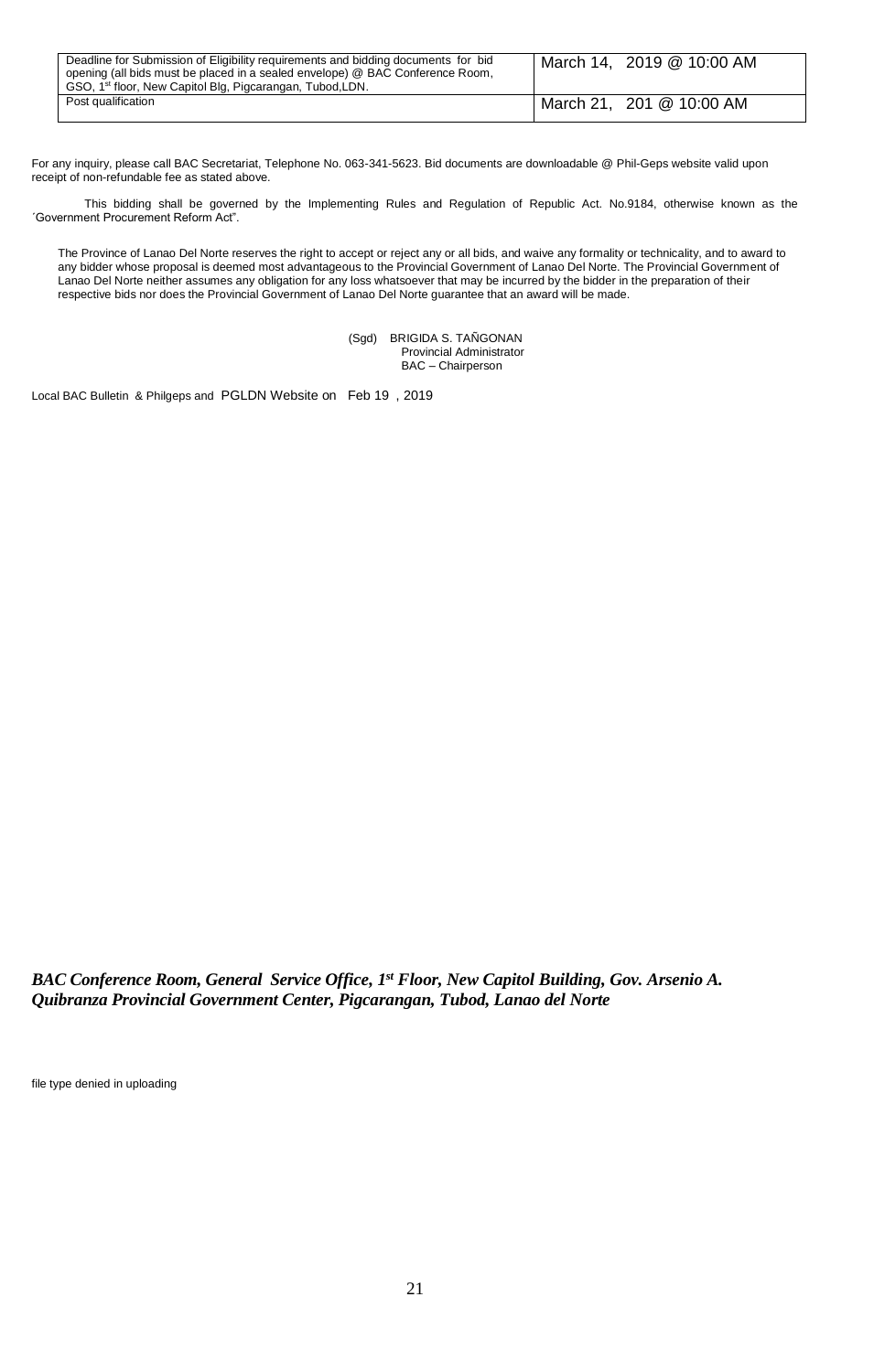| Deadline for Submission of Eligibility requirements and bidding documents for bid opening (all bids must be placed in a sealed envelope) @ BAC Conference Room, GSO, 1st floor, New Capitol Blg, Pigcarangan, Tubod,LDN. | March 14, 2019 @ 10:00 AM |
|---|---|
| Post qualification | March 21, 201 @ 10:00 AM |

For any inquiry, please call BAC Secretariat, Telephone No. 063-341-5623. Bid documents are downloadable @ Phil-Geps website valid upon receipt of non-refundable fee as stated above.

This bidding shall be governed by the Implementing Rules and Regulation of Republic Act. No.9184, otherwise known as the ´Government Procurement Reform Act".

The Province of Lanao Del Norte reserves the right to accept or reject any or all bids, and waive any formality or technicality, and to award to any bidder whose proposal is deemed most advantageous to the Provincial Government of Lanao Del Norte. The Provincial Government of Lanao Del Norte neither assumes any obligation for any loss whatsoever that may be incurred by the bidder in the preparation of their respective bids nor does the Provincial Government of Lanao Del Norte guarantee that an award will be made.

(Sgd) BRIGIDA S. TAÑGONAN
Provincial Administrator
BAC – Chairperson

Local BAC Bulletin & Philgeps and PGLDN Website on Feb 19 , 2019

***BAC Conference Room, General Service Office, 1st Floor, New Capitol Building, Gov. Arsenio A. Quibranza Provincial Government Center, Pigcarangan, Tubod, Lanao del Norte***

file type denied in uploading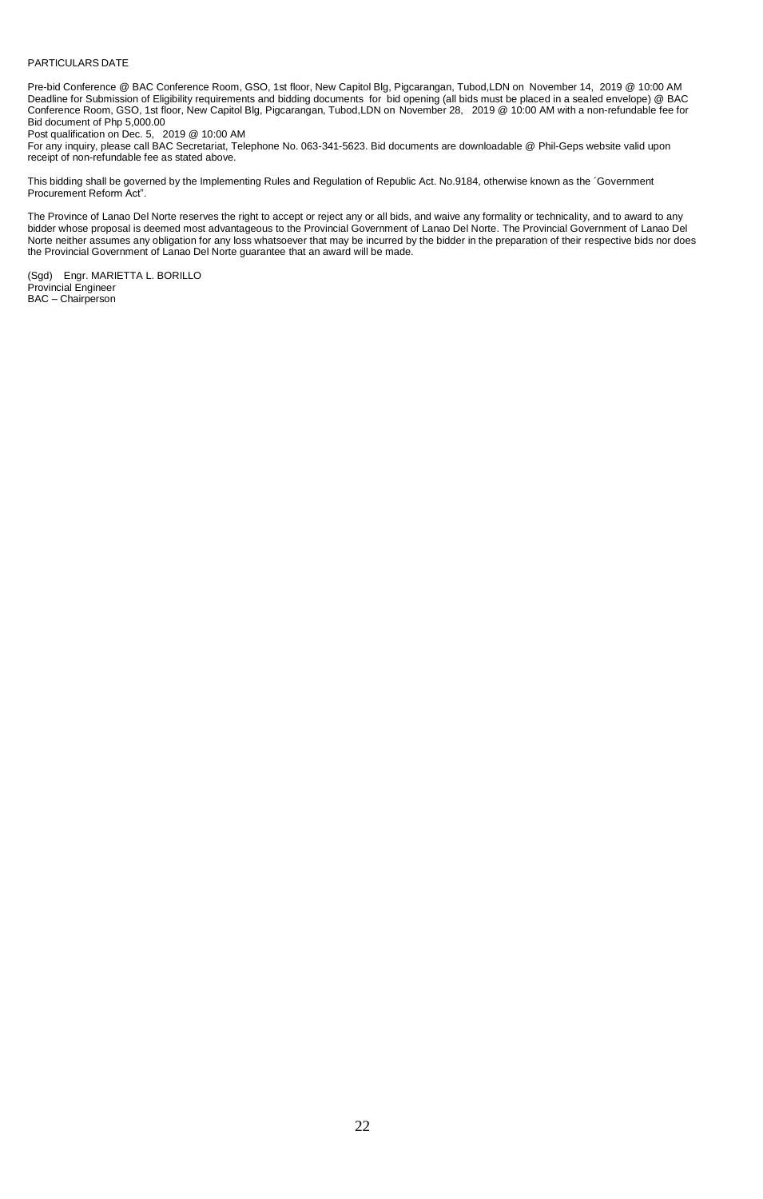PARTICULARS DATE

Pre-bid Conference @ BAC Conference Room, GSO, 1st floor, New Capitol Blg, Pigcarangan, Tubod,LDN on November 14, 2019 @ 10:00 AM
Deadline for Submission of Eligibility requirements and bidding documents for bid opening (all bids must be placed in a sealed envelope) @ BAC Conference Room, GSO, 1st floor, New Capitol Blg, Pigcarangan, Tubod,LDN on November 28, 2019 @ 10:00 AM with a non-refundable fee for Bid document of Php 5,000.00
Post qualification on Dec. 5, 2019 @ 10:00 AM
For any inquiry, please call BAC Secretariat, Telephone No. 063-341-5623. Bid documents are downloadable @ Phil-Geps website valid upon receipt of non-refundable fee as stated above.

This bidding shall be governed by the Implementing Rules and Regulation of Republic Act. No.9184, otherwise known as the ´Government Procurement Reform Act".

The Province of Lanao Del Norte reserves the right to accept or reject any or all bids, and waive any formality or technicality, and to award to any bidder whose proposal is deemed most advantageous to the Provincial Government of Lanao Del Norte. The Provincial Government of Lanao Del Norte neither assumes any obligation for any loss whatsoever that may be incurred by the bidder in the preparation of their respective bids nor does the Provincial Government of Lanao Del Norte guarantee that an award will be made.

(Sgd) Engr. MARIETTA L. BORILLO
Provincial Engineer
BAC – Chairperson